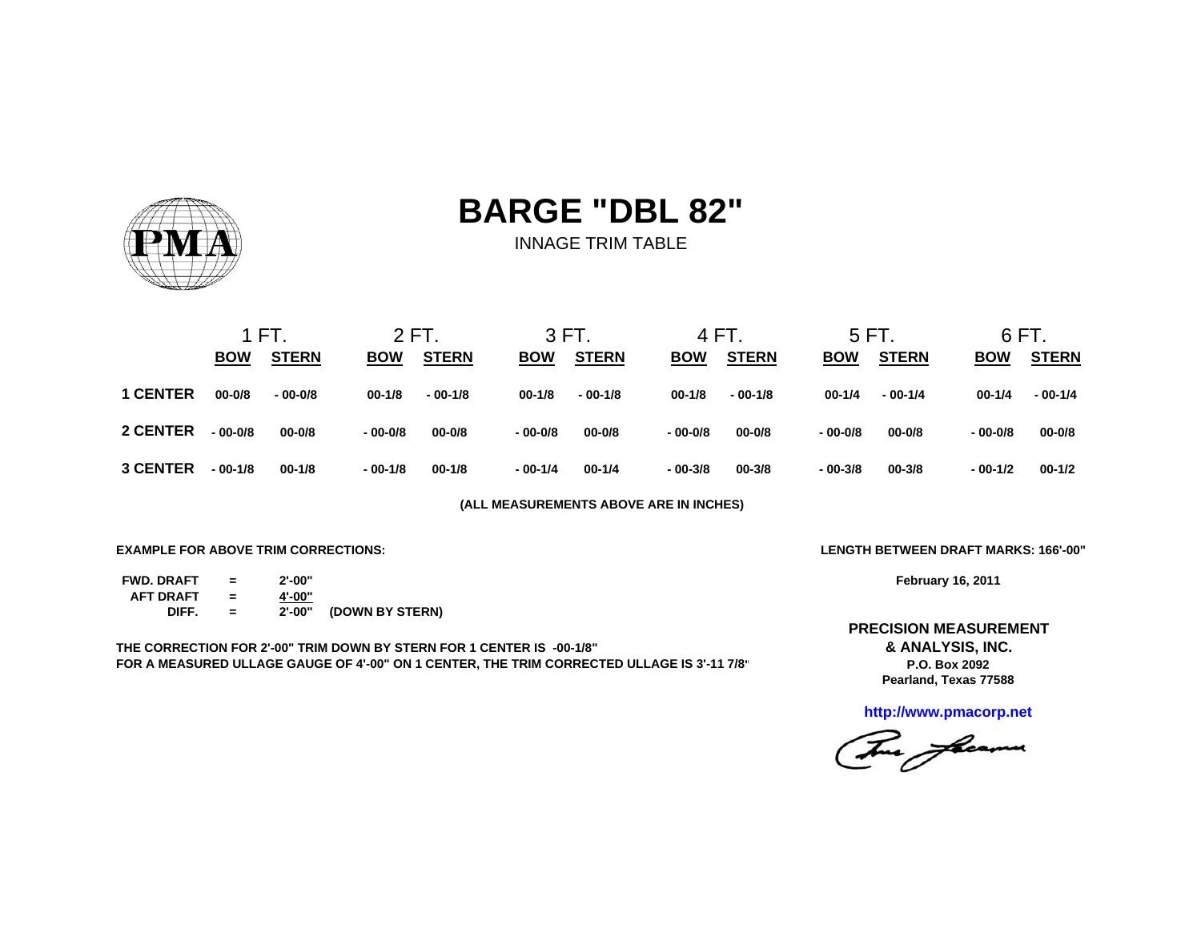# BARGE "DBL 82"

INNAGE TRIM TABLE

| | 1 FT. | | 2 FT. | | 3 FT. | | 4 FT. | | 5 FT. | | 6 FT. | |
|---|---|---|---|---|---|---|---|---|---|---|---|---|
| | **BOW** | **STERN** | **BOW** | **STERN** | **BOW** | **STERN** | **BOW** | **STERN** | **BOW** | **STERN** | **BOW** | **STERN** |
| **1 CENTER** | 00-0/8 | - 00-0/8 | 00-1/8 | - 00-1/8 | 00-1/8 | - 00-1/8 | 00-1/8 | - 00-1/8 | 00-1/4 | - 00-1/4 | 00-1/4 | - 00-1/4 |
| **2 CENTER** | - 00-0/8 | 00-0/8 | - 00-0/8 | 00-0/8 | - 00-0/8 | 00-0/8 | - 00-0/8 | 00-0/8 | - 00-0/8 | 00-0/8 | - 00-0/8 | 00-0/8 |
| **3 CENTER** | - 00-1/8 | 00-1/8 | - 00-1/8 | 00-1/8 | - 00-1/4 | 00-1/4 | - 00-3/8 | 00-3/8 | - 00-3/8 | 00-3/8 | - 00-1/2 | 00-1/2 |

**(ALL MEASUREMENTS ABOVE ARE IN INCHES)**

**EXAMPLE FOR ABOVE TRIM CORRECTIONS:**

**FWD. DRAFT = 2'-00"**
**AFT DRAFT = 4'-00"**
**DIFF. = 2'-00" (DOWN BY STERN)**

**THE CORRECTION FOR 2'-00" TRIM DOWN BY STERN FOR 1 CENTER IS -00-1/8"**
**FOR A MEASURED ULLAGE GAUGE OF 4'-00" ON 1 CENTER, THE TRIM CORRECTED ULLAGE IS 3'-11 7/8"**

**LENGTH BETWEEN DRAFT MARKS: 166'-00"**

**February 16, 2011**

**PRECISION MEASUREMENT & ANALYSIS, INC.**
**P.O. Box 2092**
**Pearland, Texas 77588**

**http://www.pmacorp.net**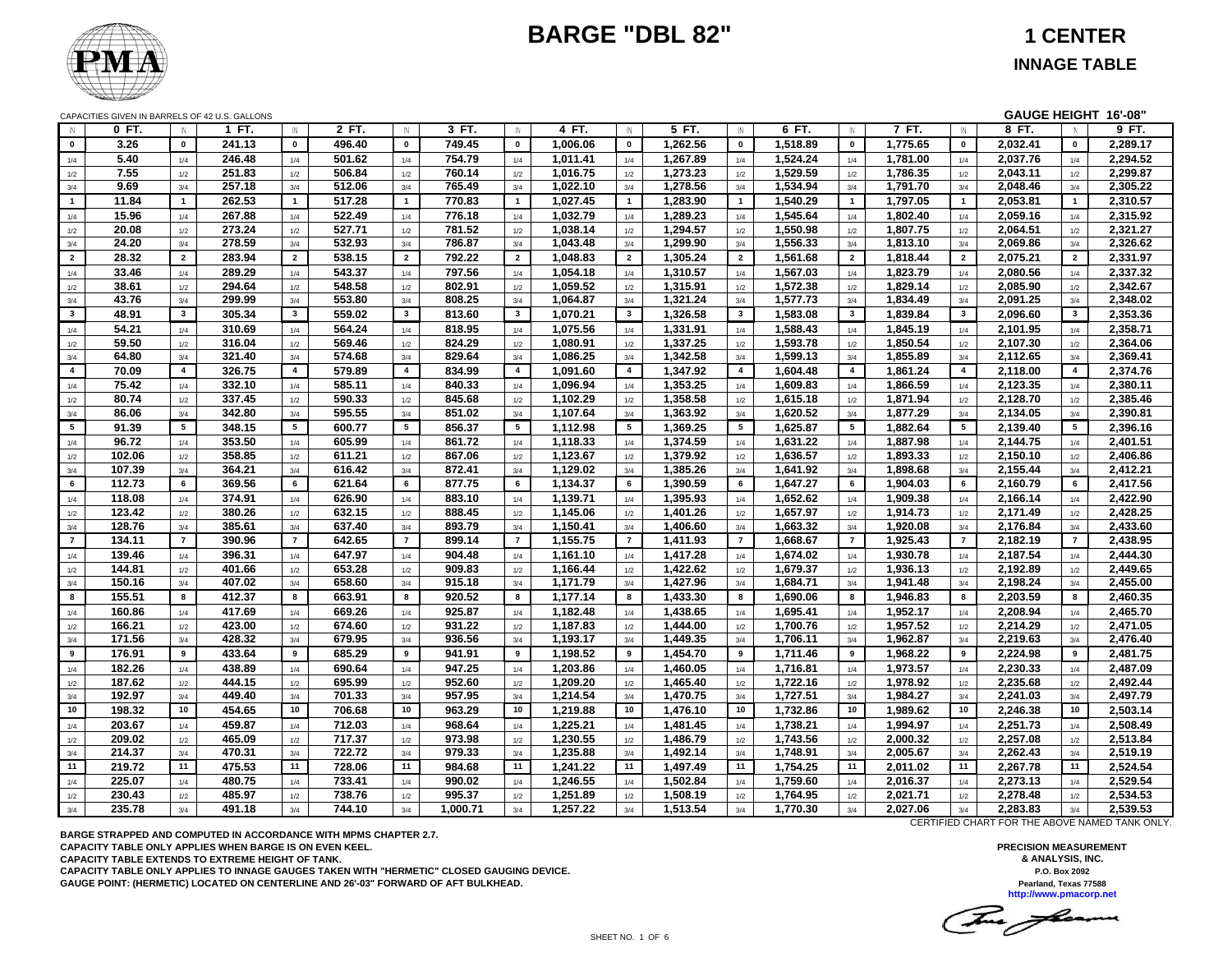# BARGE "DBL 82"

## 1 CENTER

## INNAGE TABLE

CAPACITIES GIVEN IN BARRELS OF 42 U.S. GALLONS

**GAUGE HEIGHT 16'-08"**

| IN | 0 FT. | IN | 1 FT. | IN | 2 FT. | IN | 3 FT. | IN | 4 FT. | IN | 5 FT. | IN | 6 FT. | IN | 7 FT. | IN | 8 FT. | IN | 9 FT. |
|---|---|---|---|---|---|---|---|---|---|---|---|---|---|---|---|---|---|---|---|
| 0 | 3.26 | 0 | 241.13 | 0 | 496.40 | 0 | 749.45 | 0 | 1,006.06 | 0 | 1,262.56 | 0 | 1,518.89 | 0 | 1,775.65 | 0 | 2,032.41 | 0 | 2,289.17 |
| 1/4 | 5.40 | 1/4 | 246.48 | 1/4 | 501.62 | 1/4 | 754.79 | 1/4 | 1,011.41 | 1/4 | 1,267.89 | 1/4 | 1,524.24 | 1/4 | 1,781.00 | 1/4 | 2,037.76 | 1/4 | 2,294.52 |
| 1/2 | 7.55 | 1/2 | 251.83 | 1/2 | 506.84 | 1/2 | 760.14 | 1/2 | 1,016.75 | 1/2 | 1,273.23 | 1/2 | 1,529.59 | 1/2 | 1,786.35 | 1/2 | 2,043.11 | 1/2 | 2,299.87 |
| 3/4 | 9.69 | 3/4 | 257.18 | 3/4 | 512.06 | 3/4 | 765.49 | 3/4 | 1,022.10 | 3/4 | 1,278.56 | 3/4 | 1,534.94 | 3/4 | 1,791.70 | 3/4 | 2,048.46 | 3/4 | 2,305.22 |
| 1 | 11.84 | 1 | 262.53 | 1 | 517.28 | 1 | 770.83 | 1 | 1,027.45 | 1 | 1,283.90 | 1 | 1,540.29 | 1 | 1,797.05 | 1 | 2,053.81 | 1 | 2,310.57 |
| 1/4 | 15.96 | 1/4 | 267.88 | 1/4 | 522.49 | 1/4 | 776.18 | 1/4 | 1,032.79 | 1/4 | 1,289.23 | 1/4 | 1,545.64 | 1/4 | 1,802.40 | 1/4 | 2,059.16 | 1/4 | 2,315.92 |
| 1/2 | 20.08 | 1/2 | 273.24 | 1/2 | 527.71 | 1/2 | 781.52 | 1/2 | 1,038.14 | 1/2 | 1,294.57 | 1/2 | 1,550.98 | 1/2 | 1,807.75 | 1/2 | 2,064.51 | 1/2 | 2,321.27 |
| 3/4 | 24.20 | 3/4 | 278.59 | 3/4 | 532.93 | 3/4 | 786.87 | 3/4 | 1,043.48 | 3/4 | 1,299.90 | 3/4 | 1,556.33 | 3/4 | 1,813.10 | 3/4 | 2,069.86 | 3/4 | 2,326.62 |
| 2 | 28.32 | 2 | 283.94 | 2 | 538.15 | 2 | 792.22 | 2 | 1,048.83 | 2 | 1,305.24 | 2 | 1,561.68 | 2 | 1,818.44 | 2 | 2,075.21 | 2 | 2,331.97 |
| 1/4 | 33.46 | 1/4 | 289.29 | 1/4 | 543.37 | 1/4 | 797.56 | 1/4 | 1,054.18 | 1/4 | 1,310.57 | 1/4 | 1,567.03 | 1/4 | 1,823.79 | 1/4 | 2,080.56 | 1/4 | 2,337.32 |
| 1/2 | 38.61 | 1/2 | 294.64 | 1/2 | 548.58 | 1/2 | 802.91 | 1/2 | 1,059.52 | 1/2 | 1,315.91 | 1/2 | 1,572.38 | 1/2 | 1,829.14 | 1/2 | 2,085.90 | 1/2 | 2,342.67 |
| 3/4 | 43.76 | 3/4 | 299.99 | 3/4 | 553.80 | 3/4 | 808.25 | 3/4 | 1,064.87 | 3/4 | 1,321.24 | 3/4 | 1,577.73 | 3/4 | 1,834.49 | 3/4 | 2,091.25 | 3/4 | 2,348.02 |
| 3 | 48.91 | 3 | 305.34 | 3 | 559.02 | 3 | 813.60 | 3 | 1,070.21 | 3 | 1,326.58 | 3 | 1,583.08 | 3 | 1,839.84 | 3 | 2,096.60 | 3 | 2,353.36 |
| 1/4 | 54.21 | 1/4 | 310.69 | 1/4 | 564.24 | 1/4 | 818.95 | 1/4 | 1,075.56 | 1/4 | 1,331.91 | 1/4 | 1,588.43 | 1/4 | 1,845.19 | 1/4 | 2,101.95 | 1/4 | 2,358.71 |
| 1/2 | 59.50 | 1/2 | 316.04 | 1/2 | 569.46 | 1/2 | 824.29 | 1/2 | 1,080.91 | 1/2 | 1,337.25 | 1/2 | 1,593.78 | 1/2 | 1,850.54 | 1/2 | 2,107.30 | 1/2 | 2,364.06 |
| 3/4 | 64.80 | 3/4 | 321.40 | 3/4 | 574.68 | 3/4 | 829.64 | 3/4 | 1,086.25 | 3/4 | 1,342.58 | 3/4 | 1,599.13 | 3/4 | 1,855.89 | 3/4 | 2,112.65 | 3/4 | 2,369.41 |
| 4 | 70.09 | 4 | 326.75 | 4 | 579.89 | 4 | 834.99 | 4 | 1,091.60 | 4 | 1,347.92 | 4 | 1,604.48 | 4 | 1,861.24 | 4 | 2,118.00 | 4 | 2,374.76 |
| 1/4 | 75.42 | 1/4 | 332.10 | 1/4 | 585.11 | 1/4 | 840.33 | 1/4 | 1,096.94 | 1/4 | 1,353.25 | 1/4 | 1,609.83 | 1/4 | 1,866.59 | 1/4 | 2,123.35 | 1/4 | 2,380.11 |
| 1/2 | 80.74 | 1/2 | 337.45 | 1/2 | 590.33 | 1/2 | 845.68 | 1/2 | 1,102.29 | 1/2 | 1,358.58 | 1/2 | 1,615.18 | 1/2 | 1,871.94 | 1/2 | 2,128.70 | 1/2 | 2,385.46 |
| 3/4 | 86.06 | 3/4 | 342.80 | 3/4 | 595.55 | 3/4 | 851.02 | 3/4 | 1,107.64 | 3/4 | 1,363.92 | 3/4 | 1,620.52 | 3/4 | 1,877.29 | 3/4 | 2,134.05 | 3/4 | 2,390.81 |
| 5 | 91.39 | 5 | 348.15 | 5 | 600.77 | 5 | 856.37 | 5 | 1,112.98 | 5 | 1,369.25 | 5 | 1,625.87 | 5 | 1,882.64 | 5 | 2,139.40 | 5 | 2,396.16 |
| 1/4 | 96.72 | 1/4 | 353.50 | 1/4 | 605.99 | 1/4 | 861.72 | 1/4 | 1,118.33 | 1/4 | 1,374.59 | 1/4 | 1,631.22 | 1/4 | 1,887.98 | 1/4 | 2,144.75 | 1/4 | 2,401.51 |
| 1/2 | 102.06 | 1/2 | 358.85 | 1/2 | 611.21 | 1/2 | 867.06 | 1/2 | 1,123.67 | 1/2 | 1,379.92 | 1/2 | 1,636.57 | 1/2 | 1,893.33 | 1/2 | 2,150.10 | 1/2 | 2,406.86 |
| 3/4 | 107.39 | 3/4 | 364.21 | 3/4 | 616.42 | 3/4 | 872.41 | 3/4 | 1,129.02 | 3/4 | 1,385.26 | 3/4 | 1,641.92 | 3/4 | 1,898.68 | 3/4 | 2,155.44 | 3/4 | 2,412.21 |
| 6 | 112.73 | 6 | 369.56 | 6 | 621.64 | 6 | 877.75 | 6 | 1,134.37 | 6 | 1,390.59 | 6 | 1,647.27 | 6 | 1,904.03 | 6 | 2,160.79 | 6 | 2,417.56 |
| 1/4 | 118.08 | 1/4 | 374.91 | 1/4 | 626.90 | 1/4 | 883.10 | 1/4 | 1,139.71 | 1/4 | 1,395.93 | 1/4 | 1,652.62 | 1/4 | 1,909.38 | 1/4 | 2,166.14 | 1/4 | 2,422.90 |
| 1/2 | 123.42 | 1/2 | 380.26 | 1/2 | 632.15 | 1/2 | 888.45 | 1/2 | 1,145.06 | 1/2 | 1,401.26 | 1/2 | 1,657.97 | 1/2 | 1,914.73 | 1/2 | 2,171.49 | 1/2 | 2,428.25 |
| 3/4 | 128.76 | 3/4 | 385.61 | 3/4 | 637.40 | 3/4 | 893.79 | 3/4 | 1,150.41 | 3/4 | 1,406.60 | 3/4 | 1,663.32 | 3/4 | 1,920.08 | 3/4 | 2,176.84 | 3/4 | 2,433.60 |
| 7 | 134.11 | 7 | 390.96 | 7 | 642.65 | 7 | 899.14 | 7 | 1,155.75 | 7 | 1,411.93 | 7 | 1,668.67 | 7 | 1,925.43 | 7 | 2,182.19 | 7 | 2,438.95 |
| 1/4 | 139.46 | 1/4 | 396.31 | 1/4 | 647.97 | 1/4 | 904.48 | 1/4 | 1,161.10 | 1/4 | 1,417.28 | 1/4 | 1,674.02 | 1/4 | 1,930.78 | 1/4 | 2,187.54 | 1/4 | 2,444.30 |
| 1/2 | 144.81 | 1/2 | 401.66 | 1/2 | 653.28 | 1/2 | 909.83 | 1/2 | 1,166.44 | 1/2 | 1,422.62 | 1/2 | 1,679.37 | 1/2 | 1,936.13 | 1/2 | 2,192.89 | 1/2 | 2,449.65 |
| 3/4 | 150.16 | 3/4 | 407.02 | 3/4 | 658.60 | 3/4 | 915.18 | 3/4 | 1,171.79 | 3/4 | 1,427.96 | 3/4 | 1,684.71 | 3/4 | 1,941.48 | 3/4 | 2,198.24 | 3/4 | 2,455.00 |
| 8 | 155.51 | 8 | 412.37 | 8 | 663.91 | 8 | 920.52 | 8 | 1,177.14 | 8 | 1,433.30 | 8 | 1,690.06 | 8 | 1,946.83 | 8 | 2,203.59 | 8 | 2,460.35 |
| 1/4 | 160.86 | 1/4 | 417.69 | 1/4 | 669.26 | 1/4 | 925.87 | 1/4 | 1,182.48 | 1/4 | 1,438.65 | 1/4 | 1,695.41 | 1/4 | 1,952.17 | 1/4 | 2,208.94 | 1/4 | 2,465.70 |
| 1/2 | 166.21 | 1/2 | 423.00 | 1/2 | 674.60 | 1/2 | 931.22 | 1/2 | 1,187.83 | 1/2 | 1,444.00 | 1/2 | 1,700.76 | 1/2 | 1,957.52 | 1/2 | 2,214.29 | 1/2 | 2,471.05 |
| 3/4 | 171.56 | 3/4 | 428.32 | 3/4 | 679.95 | 3/4 | 936.56 | 3/4 | 1,193.17 | 3/4 | 1,449.35 | 3/4 | 1,706.11 | 3/4 | 1,962.87 | 3/4 | 2,219.63 | 3/4 | 2,476.40 |
| 9 | 176.91 | 9 | 433.64 | 9 | 685.29 | 9 | 941.91 | 9 | 1,198.52 | 9 | 1,454.70 | 9 | 1,711.46 | 9 | 1,968.22 | 9 | 2,224.98 | 9 | 2,481.75 |
| 1/4 | 182.26 | 1/4 | 438.89 | 1/4 | 690.64 | 1/4 | 947.25 | 1/4 | 1,203.86 | 1/4 | 1,460.05 | 1/4 | 1,716.81 | 1/4 | 1,973.57 | 1/4 | 2,230.33 | 1/4 | 2,487.09 |
| 1/2 | 187.62 | 1/2 | 444.15 | 1/2 | 695.99 | 1/2 | 952.60 | 1/2 | 1,209.20 | 1/2 | 1,465.40 | 1/2 | 1,722.16 | 1/2 | 1,978.92 | 1/2 | 2,235.68 | 1/2 | 2,492.44 |
| 3/4 | 192.97 | 3/4 | 449.40 | 3/4 | 701.33 | 3/4 | 957.95 | 3/4 | 1,214.54 | 3/4 | 1,470.75 | 3/4 | 1,727.51 | 3/4 | 1,984.27 | 3/4 | 2,241.03 | 3/4 | 2,497.79 |
| 10 | 198.32 | 10 | 454.65 | 10 | 706.68 | 10 | 963.29 | 10 | 1,219.88 | 10 | 1,476.10 | 10 | 1,732.86 | 10 | 1,989.62 | 10 | 2,246.38 | 10 | 2,503.14 |
| 1/4 | 203.67 | 1/4 | 459.87 | 1/4 | 712.03 | 1/4 | 968.64 | 1/4 | 1,225.21 | 1/4 | 1,481.45 | 1/4 | 1,738.21 | 1/4 | 1,994.97 | 1/4 | 2,251.73 | 1/4 | 2,508.49 |
| 1/2 | 209.02 | 1/2 | 465.09 | 1/2 | 717.37 | 1/2 | 973.98 | 1/2 | 1,230.55 | 1/2 | 1,486.79 | 1/2 | 1,743.56 | 1/2 | 2,000.32 | 1/2 | 2,257.08 | 1/2 | 2,513.84 |
| 3/4 | 214.37 | 3/4 | 470.31 | 3/4 | 722.72 | 3/4 | 979.33 | 3/4 | 1,235.88 | 3/4 | 1,492.14 | 3/4 | 1,748.91 | 3/4 | 2,005.67 | 3/4 | 2,262.43 | 3/4 | 2,519.19 |
| 11 | 219.72 | 11 | 475.53 | 11 | 728.06 | 11 | 984.68 | 11 | 1,241.22 | 11 | 1,497.49 | 11 | 1,754.25 | 11 | 2,011.02 | 11 | 2,267.78 | 11 | 2,524.54 |
| 1/4 | 225.07 | 1/4 | 480.75 | 1/4 | 733.41 | 1/4 | 990.02 | 1/4 | 1,246.55 | 1/4 | 1,502.84 | 1/4 | 1,759.60 | 1/4 | 2,016.37 | 1/4 | 2,273.13 | 1/4 | 2,529.54 |
| 1/2 | 230.43 | 1/2 | 485.97 | 1/2 | 738.76 | 1/2 | 995.37 | 1/2 | 1,251.89 | 1/2 | 1,508.19 | 1/2 | 1,764.95 | 1/2 | 2,021.71 | 1/2 | 2,278.48 | 1/2 | 2,534.53 |
| 3/4 | 235.78 | 3/4 | 491.18 | 3/4 | 744.10 | 3/4 | 1,000.71 | 3/4 | 1,257.22 | 3/4 | 1,513.54 | 3/4 | 1,770.30 | 3/4 | 2,027.06 | 3/4 | 2,283.83 | 3/4 | 2,539.53 |

CERTIFIED CHART FOR THE ABOVE NAMED TANK ONLY.

**BARGE STRAPPED AND COMPUTED IN ACCORDANCE WITH MPMS CHAPTER 2.7.**
**CAPACITY TABLE ONLY APPLIES WHEN BARGE IS ON EVEN KEEL.**
**CAPACITY TABLE EXTENDS TO EXTREME HEIGHT OF TANK.**
**CAPACITY TABLE ONLY APPLIES TO INNAGE GAUGES TAKEN WITH "HERMETIC" CLOSED GAUGING DEVICE.**
**GAUGE POINT: (HERMETIC) LOCATED ON CENTERLINE AND 26'-03" FORWARD OF AFT BULKHEAD.**

**PRECISION MEASUREMENT & ANALYSIS, INC.**
**P.O. Box 2092**
**Pearland, Texas 77588**
**http://www.pmacorp.net**

SHEET NO. 1 OF 6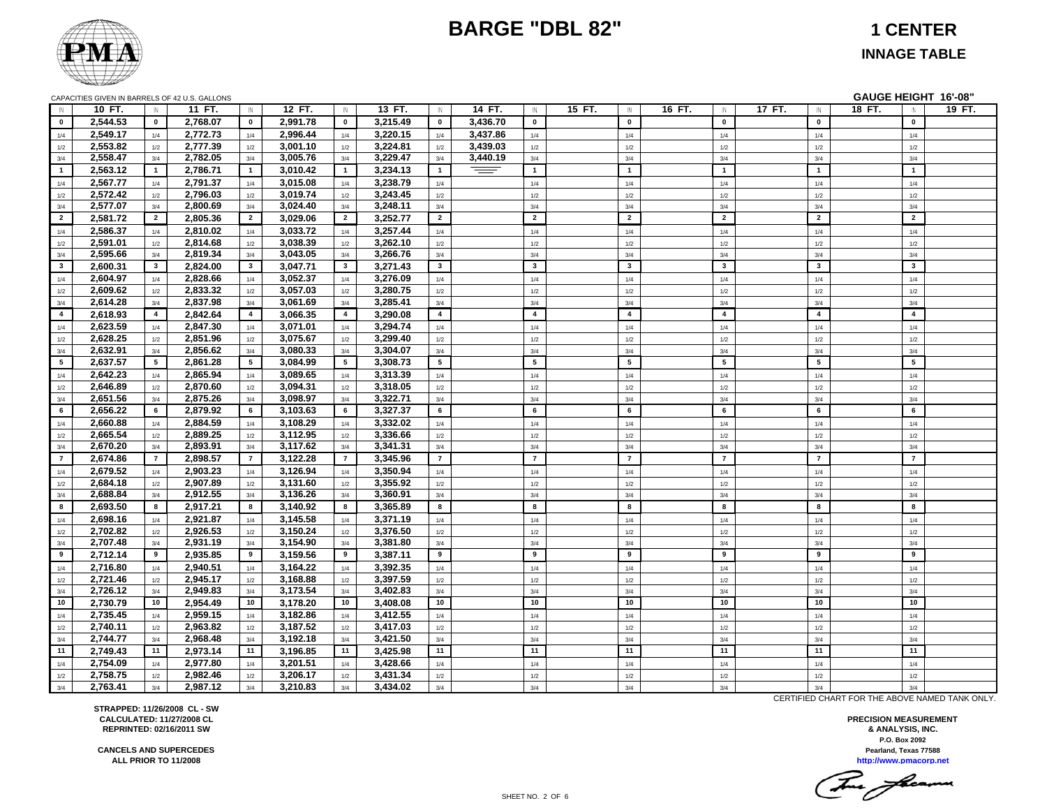# BARGE "DBL 82"

## 1 CENTER
## INNAGE TABLE

CAPACITIES GIVEN IN BARRELS OF 42 U.S. GALLONS

**GAUGE HEIGHT 16'-08"**

| IN | 10 FT. | IN | 11 FT. | IN | 12 FT. | IN | 13 FT. | IN | 14 FT. | IN | 15 FT. | IN | 16 FT. | IN | 17 FT. | IN | 18 FT. | IN | 19 FT. |
|---|---|---|---|---|---|---|---|---|---|---|---|---|---|---|---|---|---|---|---|
| 0 | 2,544.53 | 0 | 2,768.07 | 0 | 2,991.78 | 0 | 3,215.49 | 0 | 3,436.70 | 0 | | 0 | | 0 | | 0 | | 0 | |
| 1/4 | 2,549.17 | 1/4 | 2,772.73 | 1/4 | 2,996.44 | 1/4 | 3,220.15 | 1/4 | 3,437.86 | 1/4 | | 1/4 | | 1/4 | | 1/4 | | 1/4 | |
| 1/2 | 2,553.82 | 1/2 | 2,777.39 | 1/2 | 3,001.10 | 1/2 | 3,224.81 | 1/2 | 3,439.03 | 1/2 | | 1/2 | | 1/2 | | 1/2 | | 1/2 | |
| 3/4 | 2,558.47 | 3/4 | 2,782.05 | 3/4 | 3,005.76 | 3/4 | 3,229.47 | 3/4 | 3,440.19 | 3/4 | | 3/4 | | 3/4 | | 3/4 | | 3/4 | |
| 1 | 2,563.12 | 1 | 2,786.71 | 1 | 3,010.42 | 1 | 3,234.13 | 1 | | 1 | | 1 | | 1 | | 1 | | 1 | |
| 1/4 | 2,567.77 | 1/4 | 2,791.37 | 1/4 | 3,015.08 | 1/4 | 3,238.79 | 1/4 | | 1/4 | | 1/4 | | 1/4 | | 1/4 | | 1/4 | |
| 1/2 | 2,572.42 | 1/2 | 2,796.03 | 1/2 | 3,019.74 | 1/2 | 3,243.45 | 1/2 | | 1/2 | | 1/2 | | 1/2 | | 1/2 | | 1/2 | |
| 3/4 | 2,577.07 | 3/4 | 2,800.69 | 3/4 | 3,024.40 | 3/4 | 3,248.11 | 3/4 | | 3/4 | | 3/4 | | 3/4 | | 3/4 | | 3/4 | |
| 2 | 2,581.72 | 2 | 2,805.36 | 2 | 3,029.06 | 2 | 3,252.77 | 2 | | 2 | | 2 | | 2 | | 2 | | 2 | |
| 1/4 | 2,586.37 | 1/4 | 2,810.02 | 1/4 | 3,033.72 | 1/4 | 3,257.44 | 1/4 | | 1/4 | | 1/4 | | 1/4 | | 1/4 | | 1/4 | |
| 1/2 | 2,591.01 | 1/2 | 2,814.68 | 1/2 | 3,038.39 | 1/2 | 3,262.10 | 1/2 | | 1/2 | | 1/2 | | 1/2 | | 1/2 | | 1/2 | |
| 3/4 | 2,595.66 | 3/4 | 2,819.34 | 3/4 | 3,043.05 | 3/4 | 3,266.76 | 3/4 | | 3/4 | | 3/4 | | 3/4 | | 3/4 | | 3/4 | |
| 3 | 2,600.31 | 3 | 2,824.00 | 3 | 3,047.71 | 3 | 3,271.43 | 3 | | 3 | | 3 | | 3 | | 3 | | 3 | |
| 1/4 | 2,604.97 | 1/4 | 2,828.66 | 1/4 | 3,052.37 | 1/4 | 3,276.09 | 1/4 | | 1/4 | | 1/4 | | 1/4 | | 1/4 | | 1/4 | |
| 1/2 | 2,609.62 | 1/2 | 2,833.32 | 1/2 | 3,057.03 | 1/2 | 3,280.75 | 1/2 | | 1/2 | | 1/2 | | 1/2 | | 1/2 | | 1/2 | |
| 3/4 | 2,614.28 | 3/4 | 2,837.98 | 3/4 | 3,061.69 | 3/4 | 3,285.41 | 3/4 | | 3/4 | | 3/4 | | 3/4 | | 3/4 | | 3/4 | |
| 4 | 2,618.93 | 4 | 2,842.64 | 4 | 3,066.35 | 4 | 3,290.08 | 4 | | 4 | | 4 | | 4 | | 4 | | 4 | |
| 1/4 | 2,623.59 | 1/4 | 2,847.30 | 1/4 | 3,071.01 | 1/4 | 3,294.74 | 1/4 | | 1/4 | | 1/4 | | 1/4 | | 1/4 | | 1/4 | |
| 1/2 | 2,628.25 | 1/2 | 2,851.96 | 1/2 | 3,075.67 | 1/2 | 3,299.40 | 1/2 | | 1/2 | | 1/2 | | 1/2 | | 1/2 | | 1/2 | |
| 3/4 | 2,632.91 | 3/4 | 2,856.62 | 3/4 | 3,080.33 | 3/4 | 3,304.07 | 3/4 | | 3/4 | | 3/4 | | 3/4 | | 3/4 | | 3/4 | |
| 5 | 2,637.57 | 5 | 2,861.28 | 5 | 3,084.99 | 5 | 3,308.73 | 5 | | 5 | | 5 | | 5 | | 5 | | 5 | |
| 1/4 | 2,642.23 | 1/4 | 2,865.94 | 1/4 | 3,089.65 | 1/4 | 3,313.39 | 1/4 | | 1/4 | | 1/4 | | 1/4 | | 1/4 | | 1/4 | |
| 1/2 | 2,646.89 | 1/2 | 2,870.60 | 1/2 | 3,094.31 | 1/2 | 3,318.05 | 1/2 | | 1/2 | | 1/2 | | 1/2 | | 1/2 | | 1/2 | |
| 3/4 | 2,651.56 | 3/4 | 2,875.26 | 3/4 | 3,098.97 | 3/4 | 3,322.71 | 3/4 | | 3/4 | | 3/4 | | 3/4 | | 3/4 | | 3/4 | |
| 6 | 2,656.22 | 6 | 2,879.92 | 6 | 3,103.63 | 6 | 3,327.37 | 6 | | 6 | | 6 | | 6 | | 6 | | 6 | |
| 1/4 | 2,660.88 | 1/4 | 2,884.59 | 1/4 | 3,108.29 | 1/4 | 3,332.02 | 1/4 | | 1/4 | | 1/4 | | 1/4 | | 1/4 | | 1/4 | |
| 1/2 | 2,665.54 | 1/2 | 2,889.25 | 1/2 | 3,112.95 | 1/2 | 3,336.66 | 1/2 | | 1/2 | | 1/2 | | 1/2 | | 1/2 | | 1/2 | |
| 3/4 | 2,670.20 | 3/4 | 2,893.91 | 3/4 | 3,117.62 | 3/4 | 3,341.31 | 3/4 | | 3/4 | | 3/4 | | 3/4 | | 3/4 | | 3/4 | |
| 7 | 2,674.86 | 7 | 2,898.57 | 7 | 3,122.28 | 7 | 3,345.96 | 7 | | 7 | | 7 | | 7 | | 7 | | 7 | |
| 1/4 | 2,679.52 | 1/4 | 2,903.23 | 1/4 | 3,126.94 | 1/4 | 3,350.94 | 1/4 | | 1/4 | | 1/4 | | 1/4 | | 1/4 | | 1/4 | |
| 1/2 | 2,684.18 | 1/2 | 2,907.89 | 1/2 | 3,131.60 | 1/2 | 3,355.92 | 1/2 | | 1/2 | | 1/2 | | 1/2 | | 1/2 | | 1/2 | |
| 3/4 | 2,688.84 | 3/4 | 2,912.55 | 3/4 | 3,136.26 | 3/4 | 3,360.91 | 3/4 | | 3/4 | | 3/4 | | 3/4 | | 3/4 | | 3/4 | |
| 8 | 2,693.50 | 8 | 2,917.21 | 8 | 3,140.92 | 8 | 3,365.89 | 8 | | 8 | | 8 | | 8 | | 8 | | 8 | |
| 1/4 | 2,698.16 | 1/4 | 2,921.87 | 1/4 | 3,145.58 | 1/4 | 3,371.19 | 1/4 | | 1/4 | | 1/4 | | 1/4 | | 1/4 | | 1/4 | |
| 1/2 | 2,702.82 | 1/2 | 2,926.53 | 1/2 | 3,150.24 | 1/2 | 3,376.50 | 1/2 | | 1/2 | | 1/2 | | 1/2 | | 1/2 | | 1/2 | |
| 3/4 | 2,707.48 | 3/4 | 2,931.19 | 3/4 | 3,154.90 | 3/4 | 3,381.80 | 3/4 | | 3/4 | | 3/4 | | 3/4 | | 3/4 | | 3/4 | |
| 9 | 2,712.14 | 9 | 2,935.85 | 9 | 3,159.56 | 9 | 3,387.11 | 9 | | 9 | | 9 | | 9 | | 9 | | 9 | |
| 1/4 | 2,716.80 | 1/4 | 2,940.51 | 1/4 | 3,164.22 | 1/4 | 3,392.35 | 1/4 | | 1/4 | | 1/4 | | 1/4 | | 1/4 | | 1/4 | |
| 1/2 | 2,721.46 | 1/2 | 2,945.17 | 1/2 | 3,168.88 | 1/2 | 3,397.59 | 1/2 | | 1/2 | | 1/2 | | 1/2 | | 1/2 | | 1/2 | |
| 3/4 | 2,726.12 | 3/4 | 2,949.83 | 3/4 | 3,173.54 | 3/4 | 3,402.83 | 3/4 | | 3/4 | | 3/4 | | 3/4 | | 3/4 | | 3/4 | |
| 10 | 2,730.79 | 10 | 2,954.49 | 10 | 3,178.20 | 10 | 3,408.08 | 10 | | 10 | | 10 | | 10 | | 10 | | 10 | |
| 1/4 | 2,735.45 | 1/4 | 2,959.15 | 1/4 | 3,182.86 | 1/4 | 3,412.55 | 1/4 | | 1/4 | | 1/4 | | 1/4 | | 1/4 | | 1/4 | |
| 1/2 | 2,740.11 | 1/2 | 2,963.82 | 1/2 | 3,187.52 | 1/2 | 3,417.03 | 1/2 | | 1/2 | | 1/2 | | 1/2 | | 1/2 | | 1/2 | |
| 3/4 | 2,744.77 | 3/4 | 2,968.48 | 3/4 | 3,192.18 | 3/4 | 3,421.50 | 3/4 | | 3/4 | | 3/4 | | 3/4 | | 3/4 | | 3/4 | |
| 11 | 2,749.43 | 11 | 2,973.14 | 11 | 3,196.85 | 11 | 3,425.98 | 11 | | 11 | | 11 | | 11 | | 11 | | 11 | |
| 1/4 | 2,754.09 | 1/4 | 2,977.80 | 1/4 | 3,201.51 | 1/4 | 3,428.66 | 1/4 | | 1/4 | | 1/4 | | 1/4 | | 1/4 | | 1/4 | |
| 1/2 | 2,758.75 | 1/2 | 2,982.46 | 1/2 | 3,206.17 | 1/2 | 3,431.34 | 1/2 | | 1/2 | | 1/2 | | 1/2 | | 1/2 | | 1/2 | |
| 3/4 | 2,763.41 | 3/4 | 2,987.12 | 3/4 | 3,210.83 | 3/4 | 3,434.02 | 3/4 | | 3/4 | | 3/4 | | 3/4 | | 3/4 | | 3/4 | |

CERTIFIED CHART FOR THE ABOVE NAMED TANK ONLY.

**STRAPPED: 11/26/2008 CL - SW**
**CALCULATED: 11/27/2008 CL**
**REPRINTED: 02/16/2011 SW**

**CANCELS AND SUPERCEDES**
**ALL PRIOR TO 11/2008**

**PRECISION MEASUREMENT**
**& ANALYSIS, INC.**
**P.O. Box 2092**
**Pearland, Texas 77588**
**http://www.pmacorp.net**

SHEET NO. 2 OF 6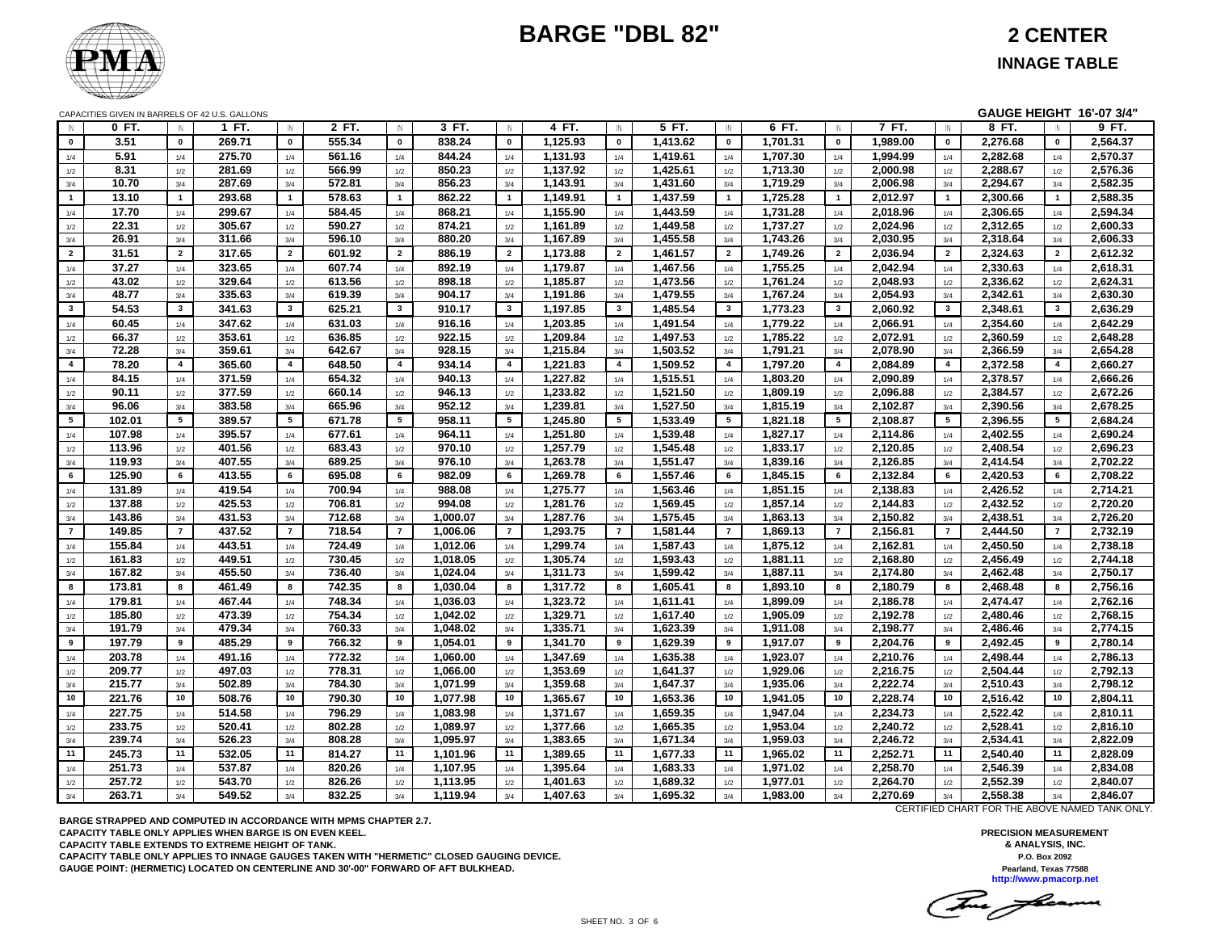# BARGE "DBL 82"

## 2 CENTER

### INNAGE TABLE

CAPACITIES GIVEN IN BARRELS OF 42 U.S. GALLONS

GAUGE HEIGHT 16'-07 3/4"

| IN | 0 FT. | IN | 1 FT. | IN | 2 FT. | IN | 3 FT. | IN | 4 FT. | IN | 5 FT. | IN | 6 FT. | IN | 7 FT. | IN | 8 FT. | IN | 9 FT. |
|---|---|---|---|---|---|---|---|---|---|---|---|---|---|---|---|---|---|---|---|
| 0 | 3.51 | 0 | 269.71 | 0 | 555.34 | 0 | 838.24 | 0 | 1,125.93 | 0 | 1,413.62 | 0 | 1,701.31 | 0 | 1,989.00 | 0 | 2,276.68 | 0 | 2,564.37 |
| 1/4 | 5.91 | 1/4 | 275.70 | 1/4 | 561.16 | 1/4 | 844.24 | 1/4 | 1,131.93 | 1/4 | 1,419.61 | 1/4 | 1,707.30 | 1/4 | 1,994.99 | 1/4 | 2,282.68 | 1/4 | 2,570.37 |
| 1/2 | 8.31 | 1/2 | 281.69 | 1/2 | 566.99 | 1/2 | 850.23 | 1/2 | 1,137.92 | 1/2 | 1,425.61 | 1/2 | 1,713.30 | 1/2 | 2,000.98 | 1/2 | 2,288.67 | 1/2 | 2,576.36 |
| 3/4 | 10.70 | 3/4 | 287.69 | 3/4 | 572.81 | 3/4 | 856.23 | 3/4 | 1,143.91 | 3/4 | 1,431.60 | 3/4 | 1,719.29 | 3/4 | 2,006.98 | 3/4 | 2,294.67 | 3/4 | 2,582.35 |
| 1 | 13.10 | 1 | 293.68 | 1 | 578.63 | 1 | 862.22 | 1 | 1,149.91 | 1 | 1,437.59 | 1 | 1,725.28 | 1 | 2,012.97 | 1 | 2,300.66 | 1 | 2,588.35 |
| 1/4 | 17.70 | 1/4 | 299.67 | 1/4 | 584.45 | 1/4 | 868.21 | 1/4 | 1,155.90 | 1/4 | 1,443.59 | 1/4 | 1,731.28 | 1/4 | 2,018.96 | 1/4 | 2,306.65 | 1/4 | 2,594.34 |
| 1/2 | 22.31 | 1/2 | 305.67 | 1/2 | 590.27 | 1/2 | 874.21 | 1/2 | 1,161.89 | 1/2 | 1,449.58 | 1/2 | 1,737.27 | 1/2 | 2,024.96 | 1/2 | 2,312.65 | 1/2 | 2,600.33 |
| 3/4 | 26.91 | 3/4 | 311.66 | 3/4 | 596.10 | 3/4 | 880.20 | 3/4 | 1,167.89 | 3/4 | 1,455.58 | 3/4 | 1,743.26 | 3/4 | 2,030.95 | 3/4 | 2,318.64 | 3/4 | 2,606.33 |
| 2 | 31.51 | 2 | 317.65 | 2 | 601.92 | 2 | 886.19 | 2 | 1,173.88 | 2 | 1,461.57 | 2 | 1,749.26 | 2 | 2,036.94 | 2 | 2,324.63 | 2 | 2,612.32 |
| 1/4 | 37.27 | 1/4 | 323.65 | 1/4 | 607.74 | 1/4 | 892.19 | 1/4 | 1,179.87 | 1/4 | 1,467.56 | 1/4 | 1,755.25 | 1/4 | 2,042.94 | 1/4 | 2,330.63 | 1/4 | 2,618.31 |
| 1/2 | 43.02 | 1/2 | 329.64 | 1/2 | 613.56 | 1/2 | 898.18 | 1/2 | 1,185.87 | 1/2 | 1,473.56 | 1/2 | 1,761.24 | 1/2 | 2,048.93 | 1/2 | 2,336.62 | 1/2 | 2,624.31 |
| 3/4 | 48.77 | 3/4 | 335.63 | 3/4 | 619.39 | 3/4 | 904.17 | 3/4 | 1,191.86 | 3/4 | 1,479.55 | 3/4 | 1,767.24 | 3/4 | 2,054.93 | 3/4 | 2,342.61 | 3/4 | 2,630.30 |
| 3 | 54.53 | 3 | 341.63 | 3 | 625.21 | 3 | 910.17 | 3 | 1,197.85 | 3 | 1,485.54 | 3 | 1,773.23 | 3 | 2,060.92 | 3 | 2,348.61 | 3 | 2,636.29 |
| 1/4 | 60.45 | 1/4 | 347.62 | 1/4 | 631.03 | 1/4 | 916.16 | 1/4 | 1,203.85 | 1/4 | 1,491.54 | 1/4 | 1,779.22 | 1/4 | 2,066.91 | 1/4 | 2,354.60 | 1/4 | 2,642.29 |
| 1/2 | 66.37 | 1/2 | 353.61 | 1/2 | 636.85 | 1/2 | 922.15 | 1/2 | 1,209.84 | 1/2 | 1,497.53 | 1/2 | 1,785.22 | 1/2 | 2,072.91 | 1/2 | 2,360.59 | 1/2 | 2,648.28 |
| 3/4 | 72.28 | 3/4 | 359.61 | 3/4 | 642.67 | 3/4 | 928.15 | 3/4 | 1,215.84 | 3/4 | 1,503.52 | 3/4 | 1,791.21 | 3/4 | 2,078.90 | 3/4 | 2,366.59 | 3/4 | 2,654.28 |
| 4 | 78.20 | 4 | 365.60 | 4 | 648.50 | 4 | 934.14 | 4 | 1,221.83 | 4 | 1,509.52 | 4 | 1,797.20 | 4 | 2,084.89 | 4 | 2,372.58 | 4 | 2,660.27 |
| 1/4 | 84.15 | 1/4 | 371.59 | 1/4 | 654.32 | 1/4 | 940.13 | 1/4 | 1,227.82 | 1/4 | 1,515.51 | 1/4 | 1,803.20 | 1/4 | 2,090.89 | 1/4 | 2,378.57 | 1/4 | 2,666.26 |
| 1/2 | 90.11 | 1/2 | 377.59 | 1/2 | 660.14 | 1/2 | 946.13 | 1/2 | 1,233.82 | 1/2 | 1,521.50 | 1/2 | 1,809.19 | 1/2 | 2,096.88 | 1/2 | 2,384.57 | 1/2 | 2,672.26 |
| 3/4 | 96.06 | 3/4 | 383.58 | 3/4 | 665.96 | 3/4 | 952.12 | 3/4 | 1,239.81 | 3/4 | 1,527.50 | 3/4 | 1,815.19 | 3/4 | 2,102.87 | 3/4 | 2,390.56 | 3/4 | 2,678.25 |
| 5 | 102.01 | 5 | 389.57 | 5 | 671.78 | 5 | 958.11 | 5 | 1,245.80 | 5 | 1,533.49 | 5 | 1,821.18 | 5 | 2,108.87 | 5 | 2,396.55 | 5 | 2,684.24 |
| 1/4 | 107.98 | 1/4 | 395.57 | 1/4 | 677.61 | 1/4 | 964.11 | 1/4 | 1,251.80 | 1/4 | 1,539.48 | 1/4 | 1,827.17 | 1/4 | 2,114.86 | 1/4 | 2,402.55 | 1/4 | 2,690.24 |
| 1/2 | 113.96 | 1/2 | 401.56 | 1/2 | 683.43 | 1/2 | 970.10 | 1/2 | 1,257.79 | 1/2 | 1,545.48 | 1/2 | 1,833.17 | 1/2 | 2,120.85 | 1/2 | 2,408.54 | 1/2 | 2,696.23 |
| 3/4 | 119.93 | 3/4 | 407.55 | 3/4 | 689.25 | 3/4 | 976.10 | 3/4 | 1,263.78 | 3/4 | 1,551.47 | 3/4 | 1,839.16 | 3/4 | 2,126.85 | 3/4 | 2,414.54 | 3/4 | 2,702.22 |
| 6 | 125.90 | 6 | 413.55 | 6 | 695.08 | 6 | 982.09 | 6 | 1,269.78 | 6 | 1,557.46 | 6 | 1,845.15 | 6 | 2,132.84 | 6 | 2,420.53 | 6 | 2,708.22 |
| 1/4 | 131.89 | 1/4 | 419.54 | 1/4 | 700.94 | 1/4 | 988.08 | 1/4 | 1,275.77 | 1/4 | 1,563.46 | 1/4 | 1,851.15 | 1/4 | 2,138.83 | 1/4 | 2,426.52 | 1/4 | 2,714.21 |
| 1/2 | 137.88 | 1/2 | 425.53 | 1/2 | 706.81 | 1/2 | 994.08 | 1/2 | 1,281.76 | 1/2 | 1,569.45 | 1/2 | 1,857.14 | 1/2 | 2,144.83 | 1/2 | 2,432.52 | 1/2 | 2,720.20 |
| 3/4 | 143.86 | 3/4 | 431.53 | 3/4 | 712.68 | 3/4 | 1,000.07 | 3/4 | 1,287.76 | 3/4 | 1,575.45 | 3/4 | 1,863.13 | 3/4 | 2,150.82 | 3/4 | 2,438.51 | 3/4 | 2,726.20 |
| 7 | 149.85 | 7 | 437.52 | 7 | 718.54 | 7 | 1,006.06 | 7 | 1,293.75 | 7 | 1,581.44 | 7 | 1,869.13 | 7 | 2,156.81 | 7 | 2,444.50 | 7 | 2,732.19 |
| 1/4 | 155.84 | 1/4 | 443.51 | 1/4 | 724.49 | 1/4 | 1,012.06 | 1/4 | 1,299.74 | 1/4 | 1,587.43 | 1/4 | 1,875.12 | 1/4 | 2,162.81 | 1/4 | 2,450.50 | 1/4 | 2,738.18 |
| 1/2 | 161.83 | 1/2 | 449.51 | 1/2 | 730.45 | 1/2 | 1,018.05 | 1/2 | 1,305.74 | 1/2 | 1,593.43 | 1/2 | 1,881.11 | 1/2 | 2,168.80 | 1/2 | 2,456.49 | 1/2 | 2,744.18 |
| 3/4 | 167.82 | 3/4 | 455.50 | 3/4 | 736.40 | 3/4 | 1,024.04 | 3/4 | 1,311.73 | 3/4 | 1,599.42 | 3/4 | 1,887.11 | 3/4 | 2,174.80 | 3/4 | 2,462.48 | 3/4 | 2,750.17 |
| 8 | 173.81 | 8 | 461.49 | 8 | 742.35 | 8 | 1,030.04 | 8 | 1,317.72 | 8 | 1,605.41 | 8 | 1,893.10 | 8 | 2,180.79 | 8 | 2,468.48 | 8 | 2,756.16 |
| 1/4 | 179.81 | 1/4 | 467.44 | 1/4 | 748.34 | 1/4 | 1,036.03 | 1/4 | 1,323.72 | 1/4 | 1,611.41 | 1/4 | 1,899.09 | 1/4 | 2,186.78 | 1/4 | 2,474.47 | 1/4 | 2,762.16 |
| 1/2 | 185.80 | 1/2 | 473.39 | 1/2 | 754.34 | 1/2 | 1,042.02 | 1/2 | 1,329.71 | 1/2 | 1,617.40 | 1/2 | 1,905.09 | 1/2 | 2,192.78 | 1/2 | 2,480.46 | 1/2 | 2,768.15 |
| 3/4 | 191.79 | 3/4 | 479.34 | 3/4 | 760.33 | 3/4 | 1,048.02 | 3/4 | 1,335.71 | 3/4 | 1,623.39 | 3/4 | 1,911.08 | 3/4 | 2,198.77 | 3/4 | 2,486.46 | 3/4 | 2,774.15 |
| 9 | 197.79 | 9 | 485.29 | 9 | 766.32 | 9 | 1,054.01 | 9 | 1,341.70 | 9 | 1,629.39 | 9 | 1,917.07 | 9 | 2,204.76 | 9 | 2,492.45 | 9 | 2,780.14 |
| 1/4 | 203.78 | 1/4 | 491.16 | 1/4 | 772.32 | 1/4 | 1,060.00 | 1/4 | 1,347.69 | 1/4 | 1,635.38 | 1/4 | 1,923.07 | 1/4 | 2,210.76 | 1/4 | 2,498.44 | 1/4 | 2,786.13 |
| 1/2 | 209.77 | 1/2 | 497.03 | 1/2 | 778.31 | 1/2 | 1,066.00 | 1/2 | 1,353.69 | 1/2 | 1,641.37 | 1/2 | 1,929.06 | 1/2 | 2,216.75 | 1/2 | 2,504.44 | 1/2 | 2,792.13 |
| 3/4 | 215.77 | 3/4 | 502.89 | 3/4 | 784.30 | 3/4 | 1,071.99 | 3/4 | 1,359.68 | 3/4 | 1,647.37 | 3/4 | 1,935.06 | 3/4 | 2,222.74 | 3/4 | 2,510.43 | 3/4 | 2,798.12 |
| 10 | 221.76 | 10 | 508.76 | 10 | 790.30 | 10 | 1,077.98 | 10 | 1,365.67 | 10 | 1,653.36 | 10 | 1,941.05 | 10 | 2,228.74 | 10 | 2,516.42 | 10 | 2,804.11 |
| 1/4 | 227.75 | 1/4 | 514.58 | 1/4 | 796.29 | 1/4 | 1,083.98 | 1/4 | 1,371.67 | 1/4 | 1,659.35 | 1/4 | 1,947.04 | 1/4 | 2,234.73 | 1/4 | 2,522.42 | 1/4 | 2,810.11 |
| 1/2 | 233.75 | 1/2 | 520.41 | 1/2 | 802.28 | 1/2 | 1,089.97 | 1/2 | 1,377.66 | 1/2 | 1,665.35 | 1/2 | 1,953.04 | 1/2 | 2,240.72 | 1/2 | 2,528.41 | 1/2 | 2,816.10 |
| 3/4 | 239.74 | 3/4 | 526.23 | 3/4 | 808.28 | 3/4 | 1,095.97 | 3/4 | 1,383.65 | 3/4 | 1,671.34 | 3/4 | 1,959.03 | 3/4 | 2,246.72 | 3/4 | 2,534.41 | 3/4 | 2,822.09 |
| 11 | 245.73 | 11 | 532.05 | 11 | 814.27 | 11 | 1,101.96 | 11 | 1,389.65 | 11 | 1,677.33 | 11 | 1,965.02 | 11 | 2,252.71 | 11 | 2,540.40 | 11 | 2,828.09 |
| 1/4 | 251.73 | 1/4 | 537.87 | 1/4 | 820.26 | 1/4 | 1,107.95 | 1/4 | 1,395.64 | 1/4 | 1,683.33 | 1/4 | 1,971.02 | 1/4 | 2,258.70 | 1/4 | 2,546.39 | 1/4 | 2,834.08 |
| 1/2 | 257.72 | 1/2 | 543.70 | 1/2 | 826.26 | 1/2 | 1,113.95 | 1/2 | 1,401.63 | 1/2 | 1,689.32 | 1/2 | 1,977.01 | 1/2 | 2,264.70 | 1/2 | 2,552.39 | 1/2 | 2,840.07 |
| 3/4 | 263.71 | 3/4 | 549.52 | 3/4 | 832.25 | 3/4 | 1,119.94 | 3/4 | 1,407.63 | 3/4 | 1,695.32 | 3/4 | 1,983.00 | 3/4 | 2,270.69 | 3/4 | 2,558.38 | 3/4 | 2,846.07 |

CERTIFIED CHART FOR THE ABOVE NAMED TANK ONLY.

**BARGE STRAPPED AND COMPUTED IN ACCORDANCE WITH MPMS CHAPTER 2.7.**
**CAPACITY TABLE ONLY APPLIES WHEN BARGE IS ON EVEN KEEL.**
**CAPACITY TABLE EXTENDS TO EXTREME HEIGHT OF TANK.**
**CAPACITY TABLE ONLY APPLIES TO INNAGE GAUGES TAKEN WITH "HERMETIC" CLOSED GAUGING DEVICE.**
**GAUGE POINT: (HERMETIC) LOCATED ON CENTERLINE AND 30'-00" FORWARD OF AFT BULKHEAD.**

**PRECISION MEASUREMENT & ANALYSIS, INC.**
**P.O. Box 2092**
**Pearland, Texas 77588**
**http://www.pmacorp.net**

SHEET NO. 3 OF 6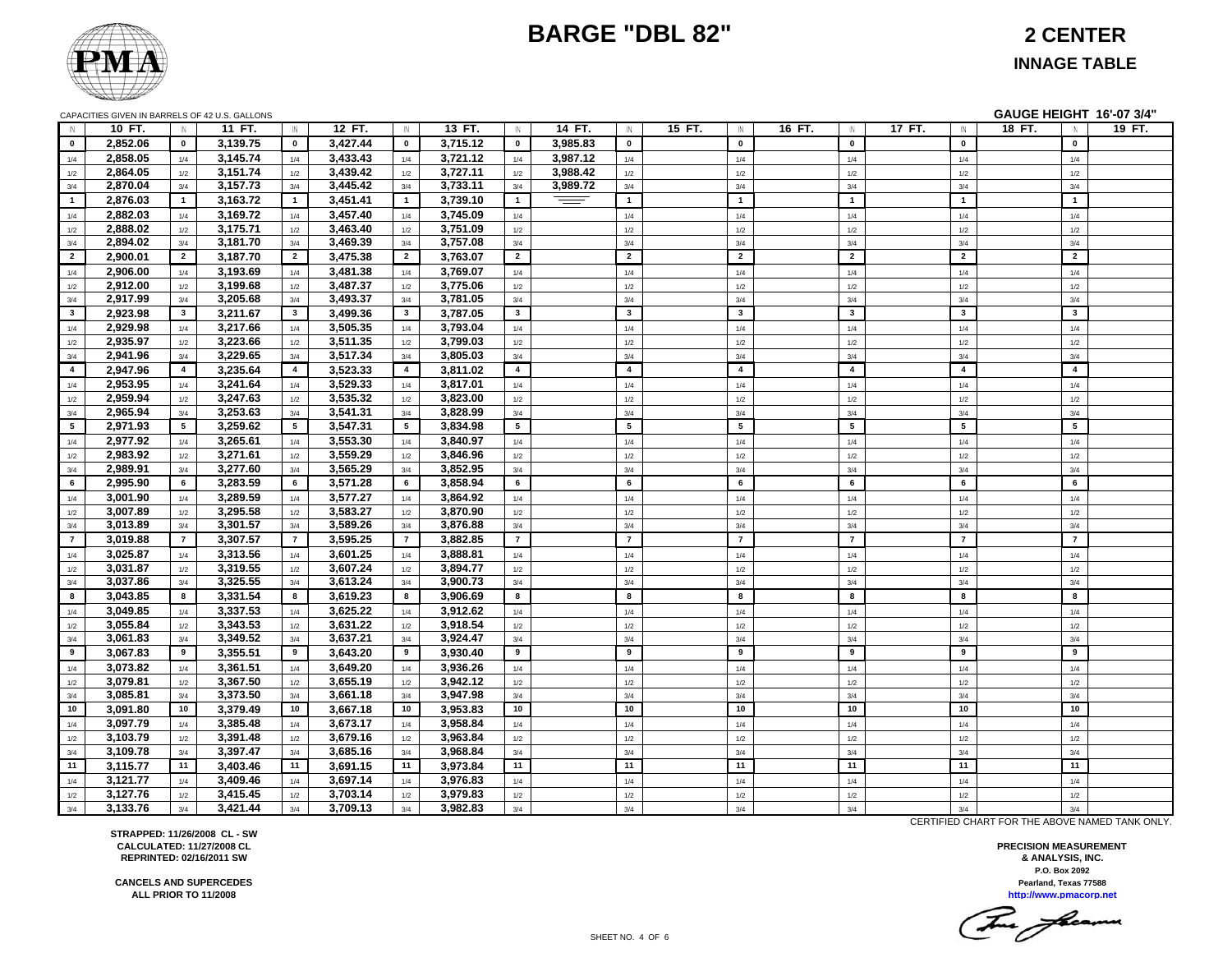# BARGE "DBL 82"

## 2 CENTER

### INNAGE TABLE

CAPACITIES GIVEN IN BARRELS OF 42 U.S. GALLONS

**GAUGE HEIGHT 16'-07 3/4"**

| IN | 10 FT. | IN | 11 FT. | IN | 12 FT. | IN | 13 FT. | IN | 14 FT. | IN | 15 FT. | IN | 16 FT. | IN | 17 FT. | IN | 18 FT. | IN | 19 FT. |
|---|---|---|---|---|---|---|---|---|---|---|---|---|---|---|---|---|---|---|---|
| 0 | 2,852.06 | 0 | 3,139.75 | 0 | 3,427.44 | 0 | 3,715.12 | 0 | 3,985.83 | 0 | | 0 | | 0 | | 0 | | 0 | |
| 1/4 | 2,858.05 | 1/4 | 3,145.74 | 1/4 | 3,433.43 | 1/4 | 3,721.12 | 1/4 | 3,987.12 | 1/4 | | 1/4 | | 1/4 | | 1/4 | | 1/4 | |
| 1/2 | 2,864.05 | 1/2 | 3,151.74 | 1/2 | 3,439.42 | 1/2 | 3,727.11 | 1/2 | 3,988.42 | 1/2 | | 1/2 | | 1/2 | | 1/2 | | 1/2 | |
| 3/4 | 2,870.04 | 3/4 | 3,157.73 | 3/4 | 3,445.42 | 3/4 | 3,733.11 | 3/4 | 3,989.72 | 3/4 | | 3/4 | | 3/4 | | 3/4 | | 3/4 | |
| 1 | 2,876.03 | 1 | 3,163.72 | 1 | 3,451.41 | 1 | 3,739.10 | 1 | | 1 | | 1 | | 1 | | 1 | | 1 | |
| 1/4 | 2,882.03 | 1/4 | 3,169.72 | 1/4 | 3,457.40 | 1/4 | 3,745.09 | 1/4 | | 1/4 | | 1/4 | | 1/4 | | 1/4 | | 1/4 | |
| 1/2 | 2,888.02 | 1/2 | 3,175.71 | 1/2 | 3,463.40 | 1/2 | 3,751.09 | 1/2 | | 1/2 | | 1/2 | | 1/2 | | 1/2 | | 1/2 | |
| 3/4 | 2,894.02 | 3/4 | 3,181.70 | 3/4 | 3,469.39 | 3/4 | 3,757.08 | 3/4 | | 3/4 | | 3/4 | | 3/4 | | 3/4 | | 3/4 | |
| 2 | 2,900.01 | 2 | 3,187.70 | 2 | 3,475.38 | 2 | 3,763.07 | 2 | | 2 | | 2 | | 2 | | 2 | | 2 | |
| 1/4 | 2,906.00 | 1/4 | 3,193.69 | 1/4 | 3,481.38 | 1/4 | 3,769.07 | 1/4 | | 1/4 | | 1/4 | | 1/4 | | 1/4 | | 1/4 | |
| 1/2 | 2,912.00 | 1/2 | 3,199.68 | 1/2 | 3,487.37 | 1/2 | 3,775.06 | 1/2 | | 1/2 | | 1/2 | | 1/2 | | 1/2 | | 1/2 | |
| 3/4 | 2,917.99 | 3/4 | 3,205.68 | 3/4 | 3,493.37 | 3/4 | 3,781.05 | 3/4 | | 3/4 | | 3/4 | | 3/4 | | 3/4 | | 3/4 | |
| 3 | 2,923.98 | 3 | 3,211.67 | 3 | 3,499.36 | 3 | 3,787.05 | 3 | | 3 | | 3 | | 3 | | 3 | | 3 | |
| 1/4 | 2,929.98 | 1/4 | 3,217.66 | 1/4 | 3,505.35 | 1/4 | 3,793.04 | 1/4 | | 1/4 | | 1/4 | | 1/4 | | 1/4 | | 1/4 | |
| 1/2 | 2,935.97 | 1/2 | 3,223.66 | 1/2 | 3,511.35 | 1/2 | 3,799.03 | 1/2 | | 1/2 | | 1/2 | | 1/2 | | 1/2 | | 1/2 | |
| 3/4 | 2,941.96 | 3/4 | 3,229.65 | 3/4 | 3,517.34 | 3/4 | 3,805.03 | 3/4 | | 3/4 | | 3/4 | | 3/4 | | 3/4 | | 3/4 | |
| 4 | 2,947.96 | 4 | 3,235.64 | 4 | 3,523.33 | 4 | 3,811.02 | 4 | | 4 | | 4 | | 4 | | 4 | | 4 | |
| 1/4 | 2,953.95 | 1/4 | 3,241.64 | 1/4 | 3,529.33 | 1/4 | 3,817.01 | 1/4 | | 1/4 | | 1/4 | | 1/4 | | 1/4 | | 1/4 | |
| 1/2 | 2,959.94 | 1/2 | 3,247.63 | 1/2 | 3,535.32 | 1/2 | 3,823.00 | 1/2 | | 1/2 | | 1/2 | | 1/2 | | 1/2 | | 1/2 | |
| 3/4 | 2,965.94 | 3/4 | 3,253.63 | 3/4 | 3,541.31 | 3/4 | 3,828.99 | 3/4 | | 3/4 | | 3/4 | | 3/4 | | 3/4 | | 3/4 | |
| 5 | 2,971.93 | 5 | 3,259.62 | 5 | 3,547.31 | 5 | 3,834.98 | 5 | | 5 | | 5 | | 5 | | 5 | | 5 | |
| 1/4 | 2,977.92 | 1/4 | 3,265.61 | 1/4 | 3,553.30 | 1/4 | 3,840.97 | 1/4 | | 1/4 | | 1/4 | | 1/4 | | 1/4 | | 1/4 | |
| 1/2 | 2,983.92 | 1/2 | 3,271.61 | 1/2 | 3,559.29 | 1/2 | 3,846.96 | 1/2 | | 1/2 | | 1/2 | | 1/2 | | 1/2 | | 1/2 | |
| 3/4 | 2,989.91 | 3/4 | 3,277.60 | 3/4 | 3,565.29 | 3/4 | 3,852.95 | 3/4 | | 3/4 | | 3/4 | | 3/4 | | 3/4 | | 3/4 | |
| 6 | 2,995.90 | 6 | 3,283.59 | 6 | 3,571.28 | 6 | 3,858.94 | 6 | | 6 | | 6 | | 6 | | 6 | | 6 | |
| 1/4 | 3,001.90 | 1/4 | 3,289.59 | 1/4 | 3,577.27 | 1/4 | 3,864.92 | 1/4 | | 1/4 | | 1/4 | | 1/4 | | 1/4 | | 1/4 | |
| 1/2 | 3,007.89 | 1/2 | 3,295.58 | 1/2 | 3,583.27 | 1/2 | 3,870.90 | 1/2 | | 1/2 | | 1/2 | | 1/2 | | 1/2 | | 1/2 | |
| 3/4 | 3,013.89 | 3/4 | 3,301.57 | 3/4 | 3,589.26 | 3/4 | 3,876.88 | 3/4 | | 3/4 | | 3/4 | | 3/4 | | 3/4 | | 3/4 | |
| 7 | 3,019.88 | 7 | 3,307.57 | 7 | 3,595.25 | 7 | 3,882.85 | 7 | | 7 | | 7 | | 7 | | 7 | | 7 | |
| 1/4 | 3,025.87 | 1/4 | 3,313.56 | 1/4 | 3,601.25 | 1/4 | 3,888.81 | 1/4 | | 1/4 | | 1/4 | | 1/4 | | 1/4 | | 1/4 | |
| 1/2 | 3,031.87 | 1/2 | 3,319.55 | 1/2 | 3,607.24 | 1/2 | 3,894.77 | 1/2 | | 1/2 | | 1/2 | | 1/2 | | 1/2 | | 1/2 | |
| 3/4 | 3,037.86 | 3/4 | 3,325.55 | 3/4 | 3,613.24 | 3/4 | 3,900.73 | 3/4 | | 3/4 | | 3/4 | | 3/4 | | 3/4 | | 3/4 | |
| 8 | 3,043.85 | 8 | 3,331.54 | 8 | 3,619.23 | 8 | 3,906.69 | 8 | | 8 | | 8 | | 8 | | 8 | | 8 | |
| 1/4 | 3,049.85 | 1/4 | 3,337.53 | 1/4 | 3,625.22 | 1/4 | 3,912.62 | 1/4 | | 1/4 | | 1/4 | | 1/4 | | 1/4 | | 1/4 | |
| 1/2 | 3,055.84 | 1/2 | 3,343.53 | 1/2 | 3,631.22 | 1/2 | 3,918.54 | 1/2 | | 1/2 | | 1/2 | | 1/2 | | 1/2 | | 1/2 | |
| 3/4 | 3,061.83 | 3/4 | 3,349.52 | 3/4 | 3,637.21 | 3/4 | 3,924.47 | 3/4 | | 3/4 | | 3/4 | | 3/4 | | 3/4 | | 3/4 | |
| 9 | 3,067.83 | 9 | 3,355.51 | 9 | 3,643.20 | 9 | 3,930.40 | 9 | | 9 | | 9 | | 9 | | 9 | | 9 | |
| 1/4 | 3,073.82 | 1/4 | 3,361.51 | 1/4 | 3,649.20 | 1/4 | 3,936.26 | 1/4 | | 1/4 | | 1/4 | | 1/4 | | 1/4 | | 1/4 | |
| 1/2 | 3,079.81 | 1/2 | 3,367.50 | 1/2 | 3,655.19 | 1/2 | 3,942.12 | 1/2 | | 1/2 | | 1/2 | | 1/2 | | 1/2 | | 1/2 | |
| 3/4 | 3,085.81 | 3/4 | 3,373.50 | 3/4 | 3,661.18 | 3/4 | 3,947.98 | 3/4 | | 3/4 | | 3/4 | | 3/4 | | 3/4 | | 3/4 | |
| 10 | 3,091.80 | 10 | 3,379.49 | 10 | 3,667.18 | 10 | 3,953.83 | 10 | | 10 | | 10 | | 10 | | 10 | | 10 | |
| 1/4 | 3,097.79 | 1/4 | 3,385.48 | 1/4 | 3,673.17 | 1/4 | 3,958.84 | 1/4 | | 1/4 | | 1/4 | | 1/4 | | 1/4 | | 1/4 | |
| 1/2 | 3,103.79 | 1/2 | 3,391.48 | 1/2 | 3,679.16 | 1/2 | 3,963.84 | 1/2 | | 1/2 | | 1/2 | | 1/2 | | 1/2 | | 1/2 | |
| 3/4 | 3,109.78 | 3/4 | 3,397.47 | 3/4 | 3,685.16 | 3/4 | 3,968.84 | 3/4 | | 3/4 | | 3/4 | | 3/4 | | 3/4 | | 3/4 | |
| 11 | 3,115.77 | 11 | 3,403.46 | 11 | 3,691.15 | 11 | 3,973.84 | 11 | | 11 | | 11 | | 11 | | 11 | | 11 | |
| 1/4 | 3,121.77 | 1/4 | 3,409.46 | 1/4 | 3,697.14 | 1/4 | 3,976.83 | 1/4 | | 1/4 | | 1/4 | | 1/4 | | 1/4 | | 1/4 | |
| 1/2 | 3,127.76 | 1/2 | 3,415.45 | 1/2 | 3,703.14 | 1/2 | 3,979.83 | 1/2 | | 1/2 | | 1/2 | | 1/2 | | 1/2 | | 1/2 | |
| 3/4 | 3,133.76 | 3/4 | 3,421.44 | 3/4 | 3,709.13 | 3/4 | 3,982.83 | 3/4 | | 3/4 | | 3/4 | | 3/4 | | 3/4 | | 3/4 | |

CERTIFIED CHART FOR THE ABOVE NAMED TANK ONLY.

**STRAPPED: 11/26/2008 CL - SW**
**CALCULATED: 11/27/2008 CL**
**REPRINTED: 02/16/2011 SW**

**CANCELS AND SUPERCEDES**
**ALL PRIOR TO 11/2008**

**PRECISION MEASUREMENT**
**& ANALYSIS, INC.**
**P.O. Box 2092**
**Pearland, Texas 77588**
**http://www.pmacorp.net**

SHEET NO. 4 OF 6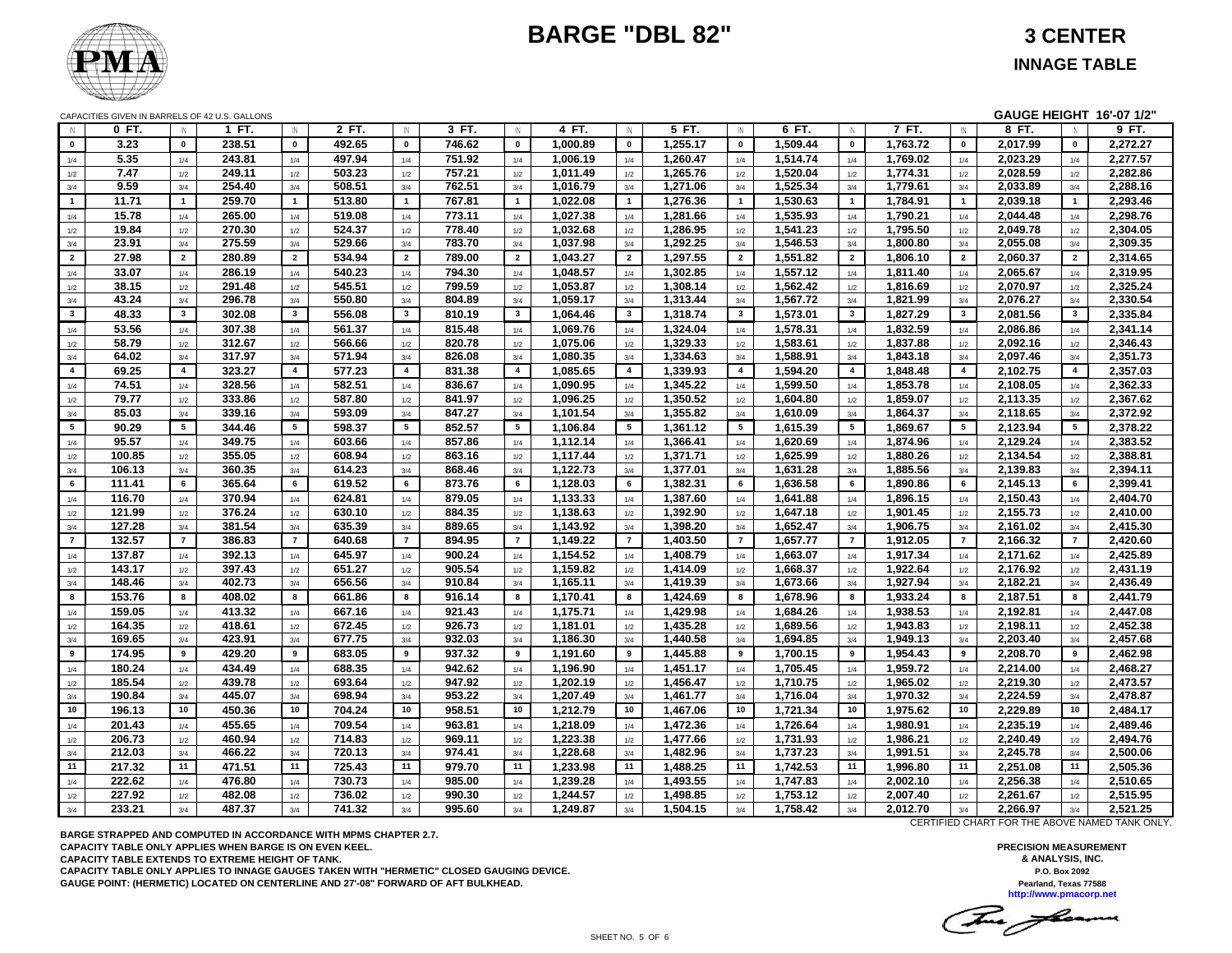# BARGE "DBL 82"

## 3 CENTER

### INNAGE TABLE

CAPACITIES GIVEN IN BARRELS OF 42 U.S. GALLONS

**GAUGE HEIGHT 16'-07 1/2"**

| IN | 0 FT. | IN | 1 FT. | IN | 2 FT. | IN | 3 FT. | IN | 4 FT. | IN | 5 FT. | IN | 6 FT. | IN | 7 FT. | IN | 8 FT. | IN | 9 FT. |
|---|---|---|---|---|---|---|---|---|---|---|---|---|---|---|---|---|---|---|---|
| 0 | 3.23 | 0 | 238.51 | 0 | 492.65 | 0 | 746.62 | 0 | 1,000.89 | 0 | 1,255.17 | 0 | 1,509.44 | 0 | 1,763.72 | 0 | 2,017.99 | 0 | 2,272.27 |
| 1/4 | 5.35 | 1/4 | 243.81 | 1/4 | 497.94 | 1/4 | 751.92 | 1/4 | 1,006.19 | 1/4 | 1,260.47 | 1/4 | 1,514.74 | 1/4 | 1,769.02 | 1/4 | 2,023.29 | 1/4 | 2,277.57 |
| 1/2 | 7.47 | 1/2 | 249.11 | 1/2 | 503.23 | 1/2 | 757.21 | 1/2 | 1,011.49 | 1/2 | 1,265.76 | 1/2 | 1,520.04 | 1/2 | 1,774.31 | 1/2 | 2,028.59 | 1/2 | 2,282.86 |
| 3/4 | 9.59 | 3/4 | 254.40 | 3/4 | 508.51 | 3/4 | 762.51 | 3/4 | 1,016.79 | 3/4 | 1,271.06 | 3/4 | 1,525.34 | 3/4 | 1,779.61 | 3/4 | 2,033.89 | 3/4 | 2,288.16 |
| 1 | 11.71 | 1 | 259.70 | 1 | 513.80 | 1 | 767.81 | 1 | 1,022.08 | 1 | 1,276.36 | 1 | 1,530.63 | 1 | 1,784.91 | 1 | 2,039.18 | 1 | 2,293.46 |
| 1/4 | 15.78 | 1/4 | 265.00 | 1/4 | 519.08 | 1/4 | 773.11 | 1/4 | 1,027.38 | 1/4 | 1,281.66 | 1/4 | 1,535.93 | 1/4 | 1,790.21 | 1/4 | 2,044.48 | 1/4 | 2,298.76 |
| 1/2 | 19.84 | 1/2 | 270.30 | 1/2 | 524.37 | 1/2 | 778.40 | 1/2 | 1,032.68 | 1/2 | 1,286.95 | 1/2 | 1,541.23 | 1/2 | 1,795.50 | 1/2 | 2,049.78 | 1/2 | 2,304.05 |
| 3/4 | 23.91 | 3/4 | 275.59 | 3/4 | 529.66 | 3/4 | 783.70 | 3/4 | 1,037.98 | 3/4 | 1,292.25 | 3/4 | 1,546.53 | 3/4 | 1,800.80 | 3/4 | 2,055.08 | 3/4 | 2,309.35 |
| 2 | 27.98 | 2 | 280.89 | 2 | 534.94 | 2 | 789.00 | 2 | 1,043.27 | 2 | 1,297.55 | 2 | 1,551.82 | 2 | 1,806.10 | 2 | 2,060.37 | 2 | 2,314.65 |
| 1/4 | 33.07 | 1/4 | 286.19 | 1/4 | 540.23 | 1/4 | 794.30 | 1/4 | 1,048.57 | 1/4 | 1,302.85 | 1/4 | 1,557.12 | 1/4 | 1,811.40 | 1/4 | 2,065.67 | 1/4 | 2,319.95 |
| 1/2 | 38.15 | 1/2 | 291.48 | 1/2 | 545.51 | 1/2 | 799.59 | 1/2 | 1,053.87 | 1/2 | 1,308.14 | 1/2 | 1,562.42 | 1/2 | 1,816.69 | 1/2 | 2,070.97 | 1/2 | 2,325.24 |
| 3/4 | 43.24 | 3/4 | 296.78 | 3/4 | 550.80 | 3/4 | 804.89 | 3/4 | 1,059.17 | 3/4 | 1,313.44 | 3/4 | 1,567.72 | 3/4 | 1,821.99 | 3/4 | 2,076.27 | 3/4 | 2,330.54 |
| 3 | 48.33 | 3 | 302.08 | 3 | 556.08 | 3 | 810.19 | 3 | 1,064.46 | 3 | 1,318.74 | 3 | 1,573.01 | 3 | 1,827.29 | 3 | 2,081.56 | 3 | 2,335.84 |
| 1/4 | 53.56 | 1/4 | 307.38 | 1/4 | 561.37 | 1/4 | 815.48 | 1/4 | 1,069.76 | 1/4 | 1,324.04 | 1/4 | 1,578.31 | 1/4 | 1,832.59 | 1/4 | 2,086.86 | 1/4 | 2,341.14 |
| 1/2 | 58.79 | 1/2 | 312.67 | 1/2 | 566.66 | 1/2 | 820.78 | 1/2 | 1,075.06 | 1/2 | 1,329.33 | 1/2 | 1,583.61 | 1/2 | 1,837.88 | 1/2 | 2,092.16 | 1/2 | 2,346.43 |
| 3/4 | 64.02 | 3/4 | 317.97 | 3/4 | 571.94 | 3/4 | 826.08 | 3/4 | 1,080.35 | 3/4 | 1,334.63 | 3/4 | 1,588.91 | 3/4 | 1,843.18 | 3/4 | 2,097.46 | 3/4 | 2,351.73 |
| 4 | 69.25 | 4 | 323.27 | 4 | 577.23 | 4 | 831.38 | 4 | 1,085.65 | 4 | 1,339.93 | 4 | 1,594.20 | 4 | 1,848.48 | 4 | 2,102.75 | 4 | 2,357.03 |
| 1/4 | 74.51 | 1/4 | 328.56 | 1/4 | 582.51 | 1/4 | 836.67 | 1/4 | 1,090.95 | 1/4 | 1,345.22 | 1/4 | 1,599.50 | 1/4 | 1,853.78 | 1/4 | 2,108.05 | 1/4 | 2,362.33 |
| 1/2 | 79.77 | 1/2 | 333.86 | 1/2 | 587.80 | 1/2 | 841.97 | 1/2 | 1,096.25 | 1/2 | 1,350.52 | 1/2 | 1,604.80 | 1/2 | 1,859.07 | 1/2 | 2,113.35 | 1/2 | 2,367.62 |
| 3/4 | 85.03 | 3/4 | 339.16 | 3/4 | 593.09 | 3/4 | 847.27 | 3/4 | 1,101.54 | 3/4 | 1,355.82 | 3/4 | 1,610.09 | 3/4 | 1,864.37 | 3/4 | 2,118.65 | 3/4 | 2,372.92 |
| 5 | 90.29 | 5 | 344.46 | 5 | 598.37 | 5 | 852.57 | 5 | 1,106.84 | 5 | 1,361.12 | 5 | 1,615.39 | 5 | 1,869.67 | 5 | 2,123.94 | 5 | 2,378.22 |
| 1/4 | 95.57 | 1/4 | 349.75 | 1/4 | 603.66 | 1/4 | 857.86 | 1/4 | 1,112.14 | 1/4 | 1,366.41 | 1/4 | 1,620.69 | 1/4 | 1,874.96 | 1/4 | 2,129.24 | 1/4 | 2,383.52 |
| 1/2 | 100.85 | 1/2 | 355.05 | 1/2 | 608.94 | 1/2 | 863.16 | 1/2 | 1,117.44 | 1/2 | 1,371.71 | 1/2 | 1,625.99 | 1/2 | 1,880.26 | 1/2 | 2,134.54 | 1/2 | 2,388.81 |
| 3/4 | 106.13 | 3/4 | 360.35 | 3/4 | 614.23 | 3/4 | 868.46 | 3/4 | 1,122.73 | 3/4 | 1,377.01 | 3/4 | 1,631.28 | 3/4 | 1,885.56 | 3/4 | 2,139.83 | 3/4 | 2,394.11 |
| 6 | 111.41 | 6 | 365.64 | 6 | 619.52 | 6 | 873.76 | 6 | 1,128.03 | 6 | 1,382.31 | 6 | 1,636.58 | 6 | 1,890.86 | 6 | 2,145.13 | 6 | 2,399.41 |
| 1/4 | 116.70 | 1/4 | 370.94 | 1/4 | 624.81 | 1/4 | 879.05 | 1/4 | 1,133.33 | 1/4 | 1,387.60 | 1/4 | 1,641.88 | 1/4 | 1,896.15 | 1/4 | 2,150.43 | 1/4 | 2,404.70 |
| 1/2 | 121.99 | 1/2 | 376.24 | 1/2 | 630.10 | 1/2 | 884.35 | 1/2 | 1,138.63 | 1/2 | 1,392.90 | 1/2 | 1,647.18 | 1/2 | 1,901.45 | 1/2 | 2,155.73 | 1/2 | 2,410.00 |
| 3/4 | 127.28 | 3/4 | 381.54 | 3/4 | 635.39 | 3/4 | 889.65 | 3/4 | 1,143.92 | 3/4 | 1,398.20 | 3/4 | 1,652.47 | 3/4 | 1,906.75 | 3/4 | 2,161.02 | 3/4 | 2,415.30 |
| 7 | 132.57 | 7 | 386.83 | 7 | 640.68 | 7 | 894.95 | 7 | 1,149.22 | 7 | 1,403.50 | 7 | 1,657.77 | 7 | 1,912.05 | 7 | 2,166.32 | 7 | 2,420.60 |
| 1/4 | 137.87 | 1/4 | 392.13 | 1/4 | 645.97 | 1/4 | 900.24 | 1/4 | 1,154.52 | 1/4 | 1,408.79 | 1/4 | 1,663.07 | 1/4 | 1,917.34 | 1/4 | 2,171.62 | 1/4 | 2,425.89 |
| 1/2 | 143.17 | 1/2 | 397.43 | 1/2 | 651.27 | 1/2 | 905.54 | 1/2 | 1,159.82 | 1/2 | 1,414.09 | 1/2 | 1,668.37 | 1/2 | 1,922.64 | 1/2 | 2,176.92 | 1/2 | 2,431.19 |
| 3/4 | 148.46 | 3/4 | 402.73 | 3/4 | 656.56 | 3/4 | 910.84 | 3/4 | 1,165.11 | 3/4 | 1,419.39 | 3/4 | 1,673.66 | 3/4 | 1,927.94 | 3/4 | 2,182.21 | 3/4 | 2,436.49 |
| 8 | 153.76 | 8 | 408.02 | 8 | 661.86 | 8 | 916.14 | 8 | 1,170.41 | 8 | 1,424.69 | 8 | 1,678.96 | 8 | 1,933.24 | 8 | 2,187.51 | 8 | 2,441.79 |
| 1/4 | 159.05 | 1/4 | 413.32 | 1/4 | 667.16 | 1/4 | 921.43 | 1/4 | 1,175.71 | 1/4 | 1,429.98 | 1/4 | 1,684.26 | 1/4 | 1,938.53 | 1/4 | 2,192.81 | 1/4 | 2,447.08 |
| 1/2 | 164.35 | 1/2 | 418.61 | 1/2 | 672.45 | 1/2 | 926.73 | 1/2 | 1,181.01 | 1/2 | 1,435.28 | 1/2 | 1,689.56 | 1/2 | 1,943.83 | 1/2 | 2,198.11 | 1/2 | 2,452.38 |
| 3/4 | 169.65 | 3/4 | 423.91 | 3/4 | 677.75 | 3/4 | 932.03 | 3/4 | 1,186.30 | 3/4 | 1,440.58 | 3/4 | 1,694.85 | 3/4 | 1,949.13 | 3/4 | 2,203.40 | 3/4 | 2,457.68 |
| 9 | 174.95 | 9 | 429.20 | 9 | 683.05 | 9 | 937.32 | 9 | 1,191.60 | 9 | 1,445.88 | 9 | 1,700.15 | 9 | 1,954.43 | 9 | 2,208.70 | 9 | 2,462.98 |
| 1/4 | 180.24 | 1/4 | 434.49 | 1/4 | 688.35 | 1/4 | 942.62 | 1/4 | 1,196.90 | 1/4 | 1,451.17 | 1/4 | 1,705.45 | 1/4 | 1,959.72 | 1/4 | 2,214.00 | 1/4 | 2,468.27 |
| 1/2 | 185.54 | 1/2 | 439.78 | 1/2 | 693.64 | 1/2 | 947.92 | 1/2 | 1,202.19 | 1/2 | 1,456.47 | 1/2 | 1,710.75 | 1/2 | 1,965.02 | 1/2 | 2,219.30 | 1/2 | 2,473.57 |
| 3/4 | 190.84 | 3/4 | 445.07 | 3/4 | 698.94 | 3/4 | 953.22 | 3/4 | 1,207.49 | 3/4 | 1,461.77 | 3/4 | 1,716.04 | 3/4 | 1,970.32 | 3/4 | 2,224.59 | 3/4 | 2,478.87 |
| 10 | 196.13 | 10 | 450.36 | 10 | 704.24 | 10 | 958.51 | 10 | 1,212.79 | 10 | 1,467.06 | 10 | 1,721.34 | 10 | 1,975.62 | 10 | 2,229.89 | 10 | 2,484.17 |
| 1/4 | 201.43 | 1/4 | 455.65 | 1/4 | 709.54 | 1/4 | 963.81 | 1/4 | 1,218.09 | 1/4 | 1,472.36 | 1/4 | 1,726.64 | 1/4 | 1,980.91 | 1/4 | 2,235.19 | 1/4 | 2,489.46 |
| 1/2 | 206.73 | 1/2 | 460.94 | 1/2 | 714.83 | 1/2 | 969.11 | 1/2 | 1,223.38 | 1/2 | 1,477.66 | 1/2 | 1,731.93 | 1/2 | 1,986.21 | 1/2 | 2,240.49 | 1/2 | 2,494.76 |
| 3/4 | 212.03 | 3/4 | 466.22 | 3/4 | 720.13 | 3/4 | 974.41 | 3/4 | 1,228.68 | 3/4 | 1,482.96 | 3/4 | 1,737.23 | 3/4 | 1,991.51 | 3/4 | 2,245.78 | 3/4 | 2,500.06 |
| 11 | 217.32 | 11 | 471.51 | 11 | 725.43 | 11 | 979.70 | 11 | 1,233.98 | 11 | 1,488.25 | 11 | 1,742.53 | 11 | 1,996.80 | 11 | 2,251.08 | 11 | 2,505.36 |
| 1/4 | 222.62 | 1/4 | 476.80 | 1/4 | 730.73 | 1/4 | 985.00 | 1/4 | 1,239.28 | 1/4 | 1,493.55 | 1/4 | 1,747.83 | 1/4 | 2,002.10 | 1/4 | 2,256.38 | 1/4 | 2,510.65 |
| 1/2 | 227.92 | 1/2 | 482.08 | 1/2 | 736.02 | 1/2 | 990.30 | 1/2 | 1,244.57 | 1/2 | 1,498.85 | 1/2 | 1,753.12 | 1/2 | 2,007.40 | 1/2 | 2,261.67 | 1/2 | 2,515.95 |
| 3/4 | 233.21 | 3/4 | 487.37 | 3/4 | 741.32 | 3/4 | 995.60 | 3/4 | 1,249.87 | 3/4 | 1,504.15 | 3/4 | 1,758.42 | 3/4 | 2,012.70 | 3/4 | 2,266.97 | 3/4 | 2,521.25 |

CERTIFIED CHART FOR THE ABOVE NAMED TANK ONLY.

**BARGE STRAPPED AND COMPUTED IN ACCORDANCE WITH MPMS CHAPTER 2.7.**
**CAPACITY TABLE ONLY APPLIES WHEN BARGE IS ON EVEN KEEL.**
**CAPACITY TABLE EXTENDS TO EXTREME HEIGHT OF TANK.**
**CAPACITY TABLE ONLY APPLIES TO INNAGE GAUGES TAKEN WITH "HERMETIC" CLOSED GAUGING DEVICE.**
**GAUGE POINT: (HERMETIC) LOCATED ON CENTERLINE AND 27'-08" FORWARD OF AFT BULKHEAD.**

**PRECISION MEASUREMENT & ANALYSIS, INC.**
**P.O. Box 2092**
**Pearland, Texas 77588**
**http://www.pmacorp.net**

SHEET NO. 5 OF 6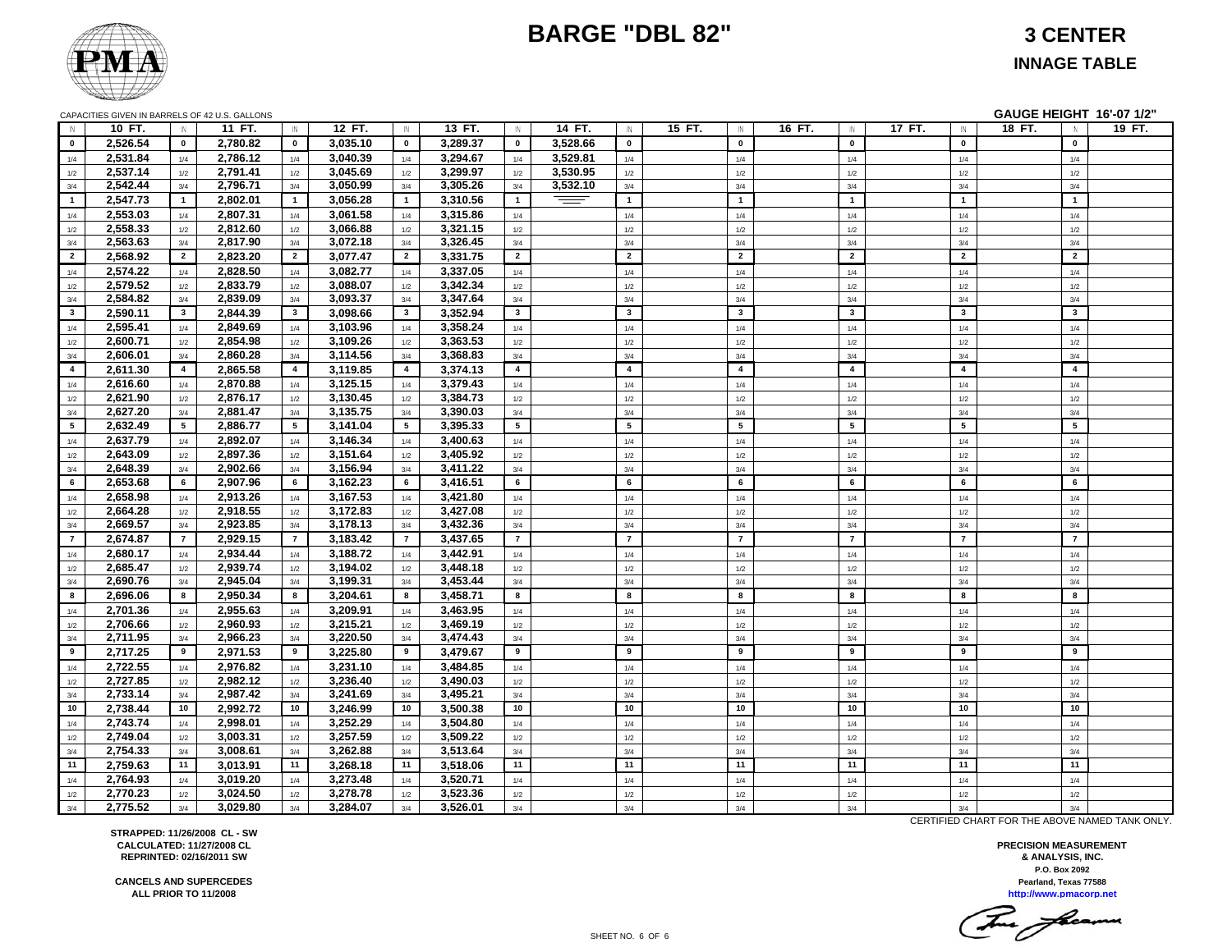# BARGE "DBL 82"

## 3 CENTER

### INNAGE TABLE

CAPACITIES GIVEN IN BARRELS OF 42 U.S. GALLONS

**GAUGE HEIGHT 16'-07 1/2"**

| IN | 10 FT. | IN | 11 FT. | IN | 12 FT. | IN | 13 FT. | IN | 14 FT. | IN | 15 FT. | IN | 16 FT. | IN | 17 FT. | IN | 18 FT. | IN | 19 FT. |
|---|---|---|---|---|---|---|---|---|---|---|---|---|---|---|---|---|---|---|---|
| 0 | 2,526.54 | 0 | 2,780.82 | 0 | 3,035.10 | 0 | 3,289.37 | 0 | 3,528.66 | 0 | | 0 | | 0 | | 0 | | 0 | |
| 1/4 | 2,531.84 | 1/4 | 2,786.12 | 1/4 | 3,040.39 | 1/4 | 3,294.67 | 1/4 | 3,529.81 | 1/4 | | 1/4 | | 1/4 | | 1/4 | | 1/4 | |
| 1/2 | 2,537.14 | 1/2 | 2,791.41 | 1/2 | 3,045.69 | 1/2 | 3,299.97 | 1/2 | 3,530.95 | 1/2 | | 1/2 | | 1/2 | | 1/2 | | 1/2 | |
| 3/4 | 2,542.44 | 3/4 | 2,796.71 | 3/4 | 3,050.99 | 3/4 | 3,305.26 | 3/4 | 3,532.10 | 3/4 | | 3/4 | | 3/4 | | 3/4 | | 3/4 | |
| 1 | 2,547.73 | 1 | 2,802.01 | 1 | 3,056.28 | 1 | 3,310.56 | 1 | | 1 | | 1 | | 1 | | 1 | | 1 | |
| 1/4 | 2,553.03 | 1/4 | 2,807.31 | 1/4 | 3,061.58 | 1/4 | 3,315.86 | 1/4 | | 1/4 | | 1/4 | | 1/4 | | 1/4 | | 1/4 | |
| 1/2 | 2,558.33 | 1/2 | 2,812.60 | 1/2 | 3,066.88 | 1/2 | 3,321.15 | 1/2 | | 1/2 | | 1/2 | | 1/2 | | 1/2 | | 1/2 | |
| 3/4 | 2,563.63 | 3/4 | 2,817.90 | 3/4 | 3,072.18 | 3/4 | 3,326.45 | 3/4 | | 3/4 | | 3/4 | | 3/4 | | 3/4 | | 3/4 | |
| 2 | 2,568.92 | 2 | 2,823.20 | 2 | 3,077.47 | 2 | 3,331.75 | 2 | | 2 | | 2 | | 2 | | 2 | | 2 | |
| 1/4 | 2,574.22 | 1/4 | 2,828.50 | 1/4 | 3,082.77 | 1/4 | 3,337.05 | 1/4 | | 1/4 | | 1/4 | | 1/4 | | 1/4 | | 1/4 | |
| 1/2 | 2,579.52 | 1/2 | 2,833.79 | 1/2 | 3,088.07 | 1/2 | 3,342.34 | 1/2 | | 1/2 | | 1/2 | | 1/2 | | 1/2 | | 1/2 | |
| 3/4 | 2,584.82 | 3/4 | 2,839.09 | 3/4 | 3,093.37 | 3/4 | 3,347.64 | 3/4 | | 3/4 | | 3/4 | | 3/4 | | 3/4 | | 3/4 | |
| 3 | 2,590.11 | 3 | 2,844.39 | 3 | 3,098.66 | 3 | 3,352.94 | 3 | | 3 | | 3 | | 3 | | 3 | | 3 | |
| 1/4 | 2,595.41 | 1/4 | 2,849.69 | 1/4 | 3,103.96 | 1/4 | 3,358.24 | 1/4 | | 1/4 | | 1/4 | | 1/4 | | 1/4 | | 1/4 | |
| 1/2 | 2,600.71 | 1/2 | 2,854.98 | 1/2 | 3,109.26 | 1/2 | 3,363.53 | 1/2 | | 1/2 | | 1/2 | | 1/2 | | 1/2 | | 1/2 | |
| 3/4 | 2,606.01 | 3/4 | 2,860.28 | 3/4 | 3,114.56 | 3/4 | 3,368.83 | 3/4 | | 3/4 | | 3/4 | | 3/4 | | 3/4 | | 3/4 | |
| 4 | 2,611.30 | 4 | 2,865.58 | 4 | 3,119.85 | 4 | 3,374.13 | 4 | | 4 | | 4 | | 4 | | 4 | | 4 | |
| 1/4 | 2,616.60 | 1/4 | 2,870.88 | 1/4 | 3,125.15 | 1/4 | 3,379.43 | 1/4 | | 1/4 | | 1/4 | | 1/4 | | 1/4 | | 1/4 | |
| 1/2 | 2,621.90 | 1/2 | 2,876.17 | 1/2 | 3,130.45 | 1/2 | 3,384.73 | 1/2 | | 1/2 | | 1/2 | | 1/2 | | 1/2 | | 1/2 | |
| 3/4 | 2,627.20 | 3/4 | 2,881.47 | 3/4 | 3,135.75 | 3/4 | 3,390.03 | 3/4 | | 3/4 | | 3/4 | | 3/4 | | 3/4 | | 3/4 | |
| 5 | 2,632.49 | 5 | 2,886.77 | 5 | 3,141.04 | 5 | 3,395.33 | 5 | | 5 | | 5 | | 5 | | 5 | | 5 | |
| 1/4 | 2,637.79 | 1/4 | 2,892.07 | 1/4 | 3,146.34 | 1/4 | 3,400.63 | 1/4 | | 1/4 | | 1/4 | | 1/4 | | 1/4 | | 1/4 | |
| 1/2 | 2,643.09 | 1/2 | 2,897.36 | 1/2 | 3,151.64 | 1/2 | 3,405.92 | 1/2 | | 1/2 | | 1/2 | | 1/2 | | 1/2 | | 1/2 | |
| 3/4 | 2,648.39 | 3/4 | 2,902.66 | 3/4 | 3,156.94 | 3/4 | 3,411.22 | 3/4 | | 3/4 | | 3/4 | | 3/4 | | 3/4 | | 3/4 | |
| 6 | 2,653.68 | 6 | 2,907.96 | 6 | 3,162.23 | 6 | 3,416.51 | 6 | | 6 | | 6 | | 6 | | 6 | | 6 | |
| 1/4 | 2,658.98 | 1/4 | 2,913.26 | 1/4 | 3,167.53 | 1/4 | 3,421.80 | 1/4 | | 1/4 | | 1/4 | | 1/4 | | 1/4 | | 1/4 | |
| 1/2 | 2,664.28 | 1/2 | 2,918.55 | 1/2 | 3,172.83 | 1/2 | 3,427.08 | 1/2 | | 1/2 | | 1/2 | | 1/2 | | 1/2 | | 1/2 | |
| 3/4 | 2,669.57 | 3/4 | 2,923.85 | 3/4 | 3,178.13 | 3/4 | 3,432.36 | 3/4 | | 3/4 | | 3/4 | | 3/4 | | 3/4 | | 3/4 | |
| 7 | 2,674.87 | 7 | 2,929.15 | 7 | 3,183.42 | 7 | 3,437.65 | 7 | | 7 | | 7 | | 7 | | 7 | | 7 | |
| 1/4 | 2,680.17 | 1/4 | 2,934.44 | 1/4 | 3,188.72 | 1/4 | 3,442.91 | 1/4 | | 1/4 | | 1/4 | | 1/4 | | 1/4 | | 1/4 | |
| 1/2 | 2,685.47 | 1/2 | 2,939.74 | 1/2 | 3,194.02 | 1/2 | 3,448.18 | 1/2 | | 1/2 | | 1/2 | | 1/2 | | 1/2 | | 1/2 | |
| 3/4 | 2,690.76 | 3/4 | 2,945.04 | 3/4 | 3,199.31 | 3/4 | 3,453.44 | 3/4 | | 3/4 | | 3/4 | | 3/4 | | 3/4 | | 3/4 | |
| 8 | 2,696.06 | 8 | 2,950.34 | 8 | 3,204.61 | 8 | 3,458.71 | 8 | | 8 | | 8 | | 8 | | 8 | | 8 | |
| 1/4 | 2,701.36 | 1/4 | 2,955.63 | 1/4 | 3,209.91 | 1/4 | 3,463.95 | 1/4 | | 1/4 | | 1/4 | | 1/4 | | 1/4 | | 1/4 | |
| 1/2 | 2,706.66 | 1/2 | 2,960.93 | 1/2 | 3,215.21 | 1/2 | 3,469.19 | 1/2 | | 1/2 | | 1/2 | | 1/2 | | 1/2 | | 1/2 | |
| 3/4 | 2,711.95 | 3/4 | 2,966.23 | 3/4 | 3,220.50 | 3/4 | 3,474.43 | 3/4 | | 3/4 | | 3/4 | | 3/4 | | 3/4 | | 3/4 | |
| 9 | 2,717.25 | 9 | 2,971.53 | 9 | 3,225.80 | 9 | 3,479.67 | 9 | | 9 | | 9 | | 9 | | 9 | | 9 | |
| 1/4 | 2,722.55 | 1/4 | 2,976.82 | 1/4 | 3,231.10 | 1/4 | 3,484.85 | 1/4 | | 1/4 | | 1/4 | | 1/4 | | 1/4 | | 1/4 | |
| 1/2 | 2,727.85 | 1/2 | 2,982.12 | 1/2 | 3,236.40 | 1/2 | 3,490.03 | 1/2 | | 1/2 | | 1/2 | | 1/2 | | 1/2 | | 1/2 | |
| 3/4 | 2,733.14 | 3/4 | 2,987.42 | 3/4 | 3,241.69 | 3/4 | 3,495.21 | 3/4 | | 3/4 | | 3/4 | | 3/4 | | 3/4 | | 3/4 | |
| 10 | 2,738.44 | 10 | 2,992.72 | 10 | 3,246.99 | 10 | 3,500.38 | 10 | | 10 | | 10 | | 10 | | 10 | | 10 | |
| 1/4 | 2,743.74 | 1/4 | 2,998.01 | 1/4 | 3,252.29 | 1/4 | 3,504.80 | 1/4 | | 1/4 | | 1/4 | | 1/4 | | 1/4 | | 1/4 | |
| 1/2 | 2,749.04 | 1/2 | 3,003.31 | 1/2 | 3,257.59 | 1/2 | 3,509.22 | 1/2 | | 1/2 | | 1/2 | | 1/2 | | 1/2 | | 1/2 | |
| 3/4 | 2,754.33 | 3/4 | 3,008.61 | 3/4 | 3,262.88 | 3/4 | 3,513.64 | 3/4 | | 3/4 | | 3/4 | | 3/4 | | 3/4 | | 3/4 | |
| 11 | 2,759.63 | 11 | 3,013.91 | 11 | 3,268.18 | 11 | 3,518.06 | 11 | | 11 | | 11 | | 11 | | 11 | | 11 | |
| 1/4 | 2,764.93 | 1/4 | 3,019.20 | 1/4 | 3,273.48 | 1/4 | 3,520.71 | 1/4 | | 1/4 | | 1/4 | | 1/4 | | 1/4 | | 1/4 | |
| 1/2 | 2,770.23 | 1/2 | 3,024.50 | 1/2 | 3,278.78 | 1/2 | 3,523.36 | 1/2 | | 1/2 | | 1/2 | | 1/2 | | 1/2 | | 1/2 | |
| 3/4 | 2,775.52 | 3/4 | 3,029.80 | 3/4 | 3,284.07 | 3/4 | 3,526.01 | 3/4 | | 3/4 | | 3/4 | | 3/4 | | 3/4 | | 3/4 | |

CERTIFIED CHART FOR THE ABOVE NAMED TANK ONLY.

**STRAPPED: 11/26/2008 CL - SW**
**CALCULATED: 11/27/2008 CL**
**REPRINTED: 02/16/2011 SW**

**CANCELS AND SUPERCEDES**
**ALL PRIOR TO 11/2008**

**PRECISION MEASUREMENT**
**& ANALYSIS, INC.**
**P.O. Box 2092**
**Pearland, Texas 77588**
**http://www.pmacorp.net**

SHEET NO. 6 OF 6